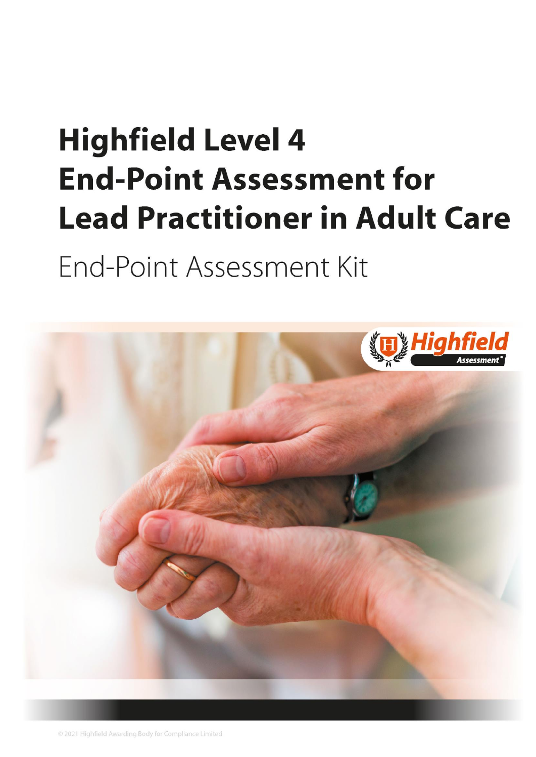# Highfield Level 4 End-Point Assessment for Lead Practitioner in Adult Care

End-Point Assessment Kit

© 2021 Highfield Awarding Body for Compliance Limited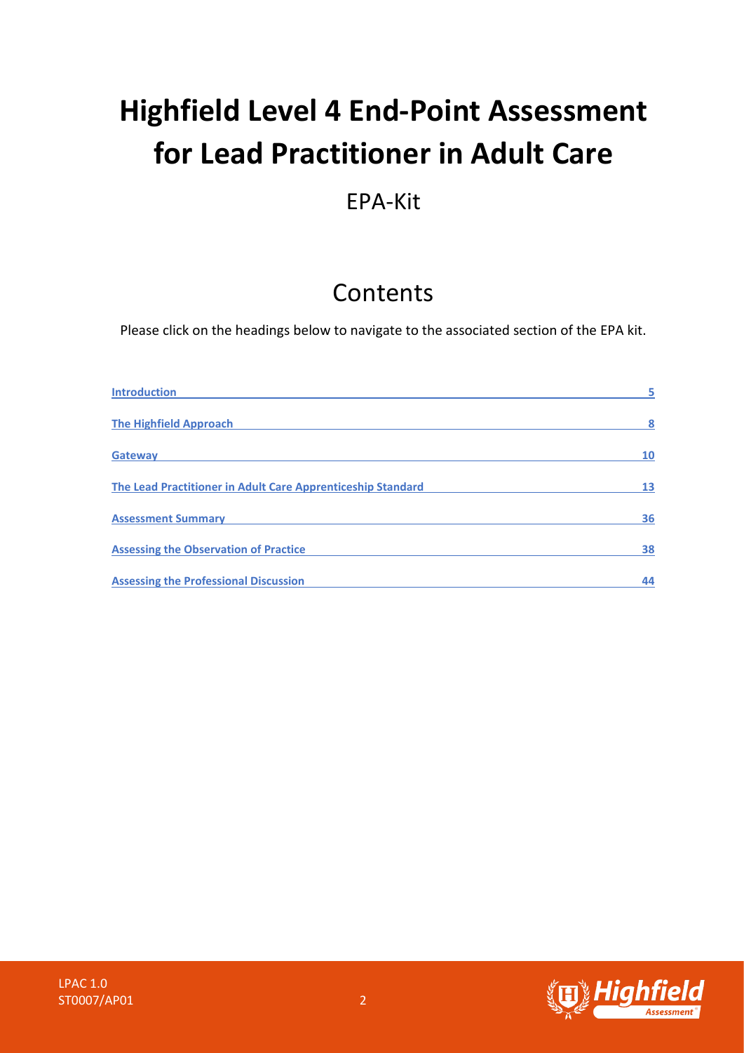# Highfield Level 4 End-Point Assessment for Lead Practitioner in Adult Care

EPA-Kit

## Contents

Please click on the headings below to navigate to the associated section of the EPA kit.

| | |
|---|---|
| **Introduction** | **5** |
| **The Highfield Approach** | **8** |
| **Gateway** | **10** |
| **The Lead Practitioner in Adult Care Apprenticeship Standard** | **13** |
| **Assessment Summary** | **36** |
| **Assessing the Observation of Practice** | **38** |
| **Assessing the Professional Discussion** | **44** |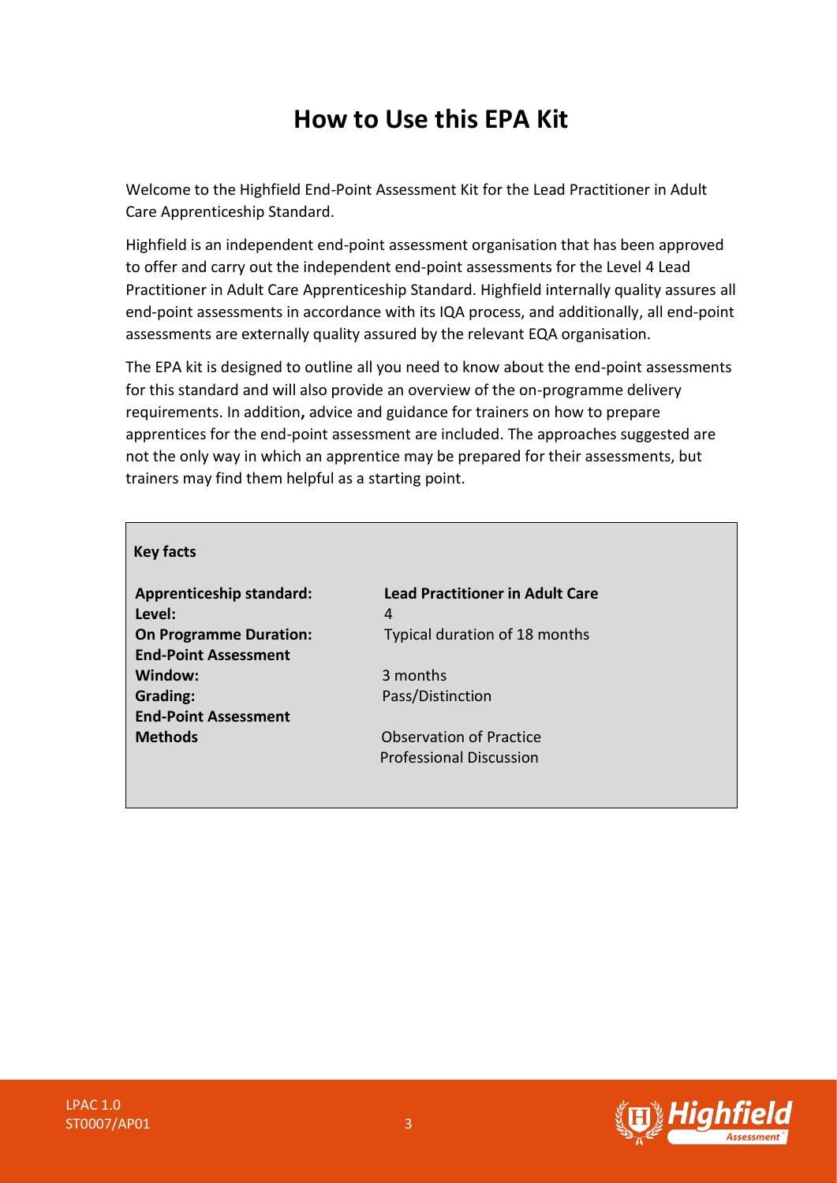# How to Use this EPA Kit

Welcome to the Highfield End-Point Assessment Kit for the Lead Practitioner in Adult Care Apprenticeship Standard.

Highfield is an independent end-point assessment organisation that has been approved to offer and carry out the independent end-point assessments for the Level 4 Lead Practitioner in Adult Care Apprenticeship Standard. Highfield internally quality assures all end-point assessments in accordance with its IQA process, and additionally, all end-point assessments are externally quality assured by the relevant EQA organisation.

The EPA kit is designed to outline all you need to know about the end-point assessments for this standard and will also provide an overview of the on-programme delivery requirements. In addition**,** advice and guidance for trainers on how to prepare apprentices for the end-point assessment are included. The approaches suggested are not the only way in which an apprentice may be prepared for their assessments, but trainers may find them helpful as a starting point.

**Key facts**

| | |
|---|---|
| **Apprenticeship standard:** | **Lead Practitioner in Adult Care** |
| **Level:** | 4 |
| **On Programme Duration:** | Typical duration of 18 months |
| **End-Point Assessment Window:** | 3 months |
| **Grading:** | Pass/Distinction |
| **End-Point Assessment Methods** | Observation of Practice<br>Professional Discussion |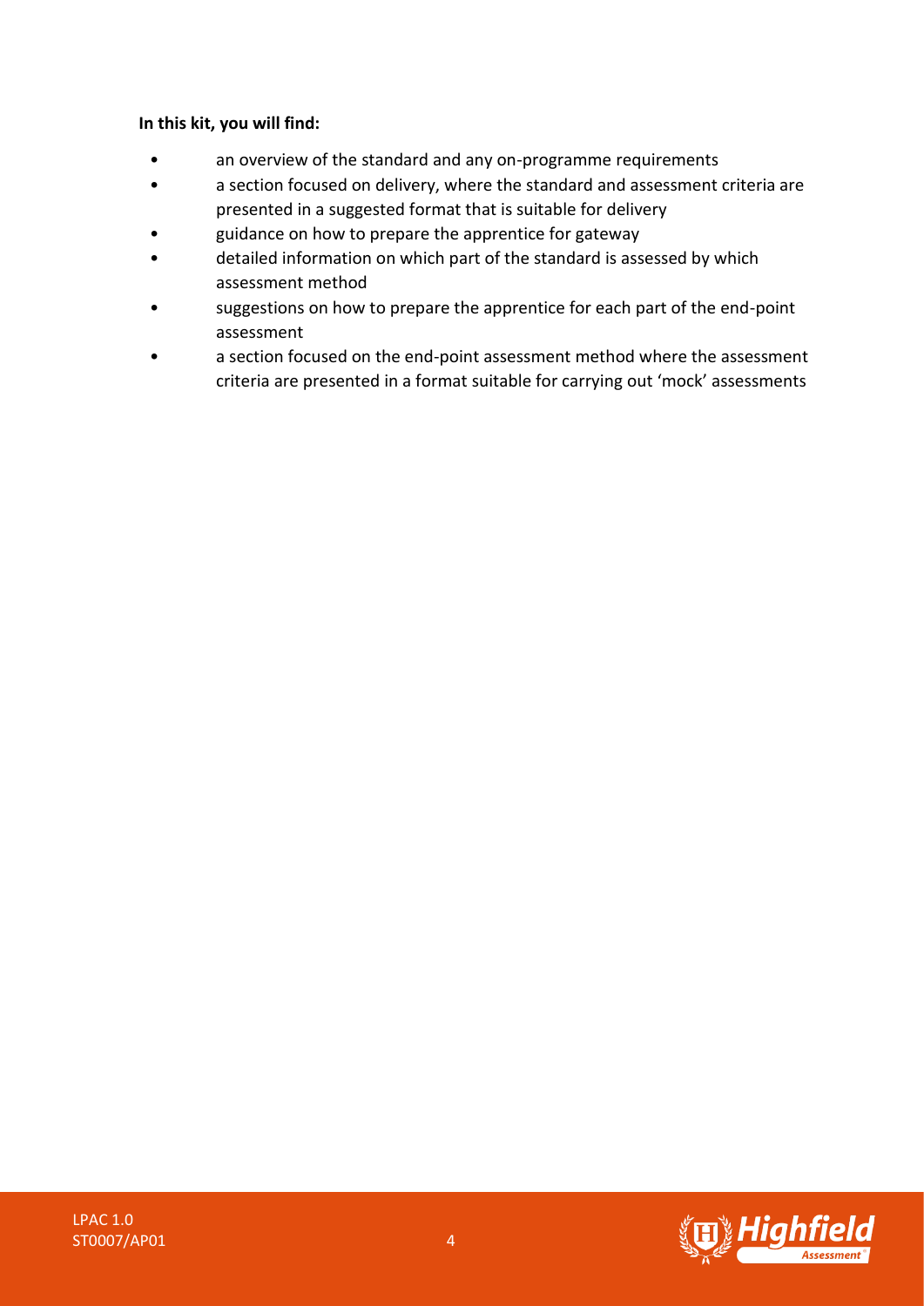**In this kit, you will find:**

- an overview of the standard and any on-programme requirements
- a section focused on delivery, where the standard and assessment criteria are presented in a suggested format that is suitable for delivery
- guidance on how to prepare the apprentice for gateway
- detailed information on which part of the standard is assessed by which assessment method
- suggestions on how to prepare the apprentice for each part of the end-point assessment
- a section focused on the end-point assessment method where the assessment criteria are presented in a format suitable for carrying out 'mock' assessments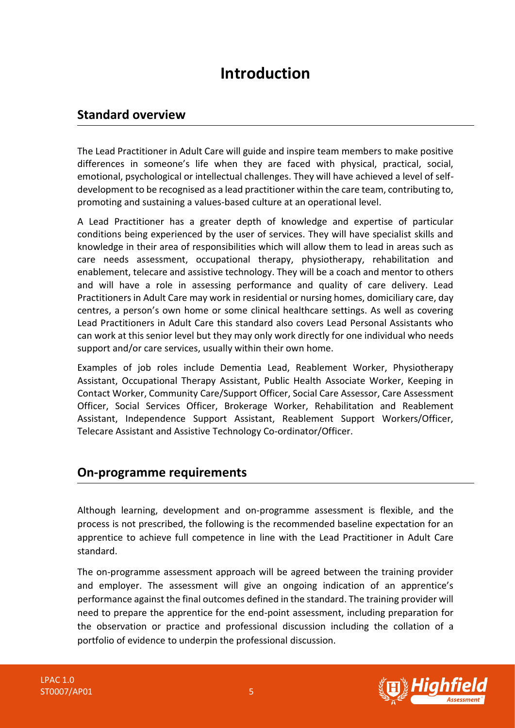# Introduction

## Standard overview

The Lead Practitioner in Adult Care will guide and inspire team members to make positive differences in someone's life when they are faced with physical, practical, social, emotional, psychological or intellectual challenges. They will have achieved a level of self-development to be recognised as a lead practitioner within the care team, contributing to, promoting and sustaining a values-based culture at an operational level.

A Lead Practitioner has a greater depth of knowledge and expertise of particular conditions being experienced by the user of services. They will have specialist skills and knowledge in their area of responsibilities which will allow them to lead in areas such as care needs assessment, occupational therapy, physiotherapy, rehabilitation and enablement, telecare and assistive technology. They will be a coach and mentor to others and will have a role in assessing performance and quality of care delivery. Lead Practitioners in Adult Care may work in residential or nursing homes, domiciliary care, day centres, a person's own home or some clinical healthcare settings. As well as covering Lead Practitioners in Adult Care this standard also covers Lead Personal Assistants who can work at this senior level but they may only work directly for one individual who needs support and/or care services, usually within their own home.

Examples of job roles include Dementia Lead, Reablement Worker, Physiotherapy Assistant, Occupational Therapy Assistant, Public Health Associate Worker, Keeping in Contact Worker, Community Care/Support Officer, Social Care Assessor, Care Assessment Officer, Social Services Officer, Brokerage Worker, Rehabilitation and Reablement Assistant, Independence Support Assistant, Reablement Support Workers/Officer, Telecare Assistant and Assistive Technology Co-ordinator/Officer.

## On-programme requirements

Although learning, development and on-programme assessment is flexible, and the process is not prescribed, the following is the recommended baseline expectation for an apprentice to achieve full competence in line with the Lead Practitioner in Adult Care standard.

The on-programme assessment approach will be agreed between the training provider and employer. The assessment will give an ongoing indication of an apprentice's performance against the final outcomes defined in the standard. The training provider will need to prepare the apprentice for the end-point assessment, including preparation for the observation or practice and professional discussion including the collation of a portfolio of evidence to underpin the professional discussion.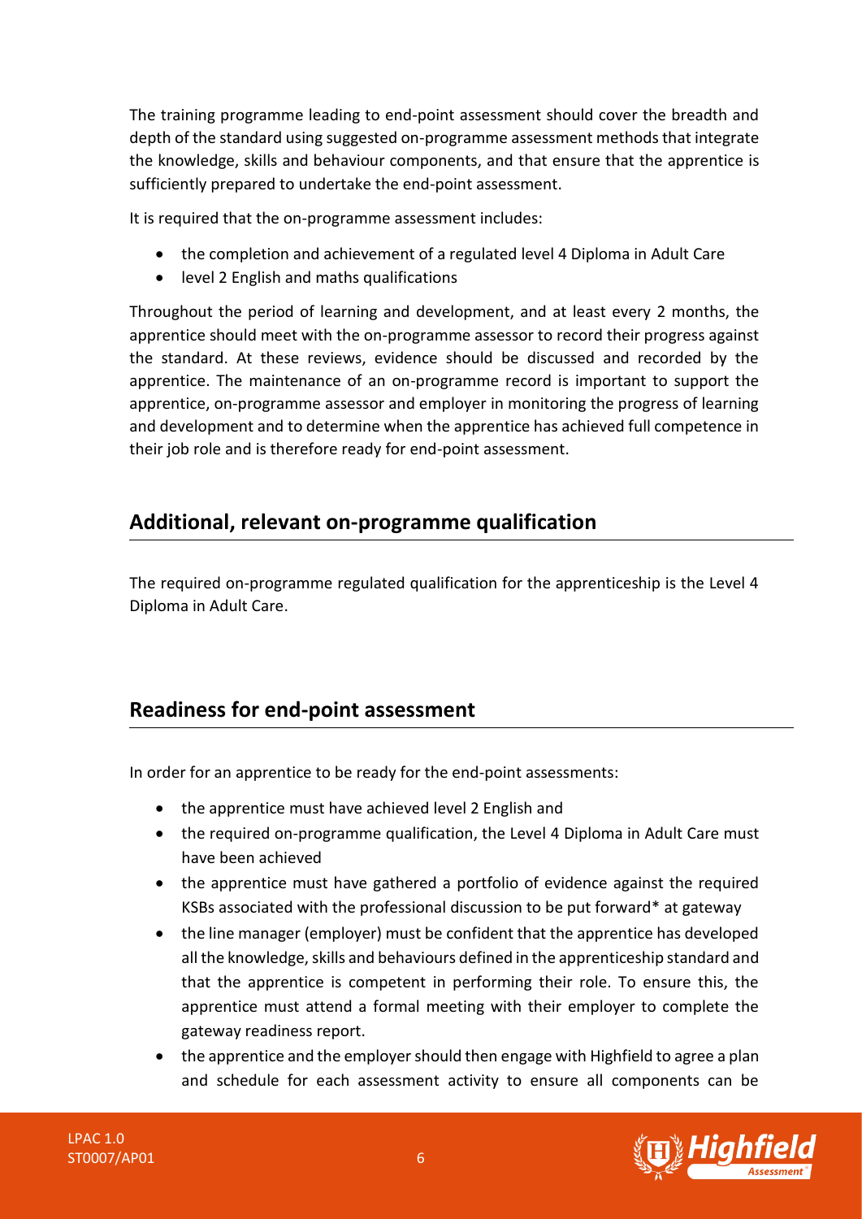The training programme leading to end-point assessment should cover the breadth and depth of the standard using suggested on-programme assessment methods that integrate the knowledge, skills and behaviour components, and that ensure that the apprentice is sufficiently prepared to undertake the end-point assessment.

It is required that the on-programme assessment includes:

- the completion and achievement of a regulated level 4 Diploma in Adult Care
- level 2 English and maths qualifications

Throughout the period of learning and development, and at least every 2 months, the apprentice should meet with the on-programme assessor to record their progress against the standard. At these reviews, evidence should be discussed and recorded by the apprentice. The maintenance of an on-programme record is important to support the apprentice, on-programme assessor and employer in monitoring the progress of learning and development and to determine when the apprentice has achieved full competence in their job role and is therefore ready for end-point assessment.

## Additional, relevant on-programme qualification

The required on-programme regulated qualification for the apprenticeship is the Level 4 Diploma in Adult Care.

## Readiness for end-point assessment

In order for an apprentice to be ready for the end-point assessments:

- the apprentice must have achieved level 2 English and
- the required on-programme qualification, the Level 4 Diploma in Adult Care must have been achieved
- the apprentice must have gathered a portfolio of evidence against the required KSBs associated with the professional discussion to be put forward* at gateway
- the line manager (employer) must be confident that the apprentice has developed all the knowledge, skills and behaviours defined in the apprenticeship standard and that the apprentice is competent in performing their role. To ensure this, the apprentice must attend a formal meeting with their employer to complete the gateway readiness report.
- the apprentice and the employer should then engage with Highfield to agree a plan and schedule for each assessment activity to ensure all components can be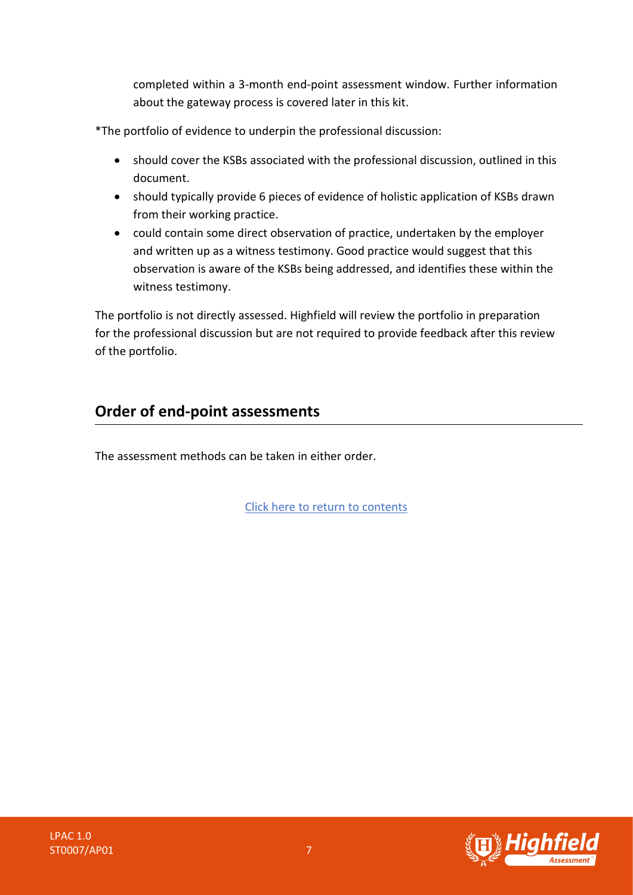completed within a 3-month end-point assessment window. Further information about the gateway process is covered later in this kit.

*The portfolio of evidence to underpin the professional discussion:

- should cover the KSBs associated with the professional discussion, outlined in this document.
- should typically provide 6 pieces of evidence of holistic application of KSBs drawn from their working practice.
- could contain some direct observation of practice, undertaken by the employer and written up as a witness testimony. Good practice would suggest that this observation is aware of the KSBs being addressed, and identifies these within the witness testimony.

The portfolio is not directly assessed. Highfield will review the portfolio in preparation for the professional discussion but are not required to provide feedback after this review of the portfolio.

## Order of end-point assessments

The assessment methods can be taken in either order.

Click here to return to contents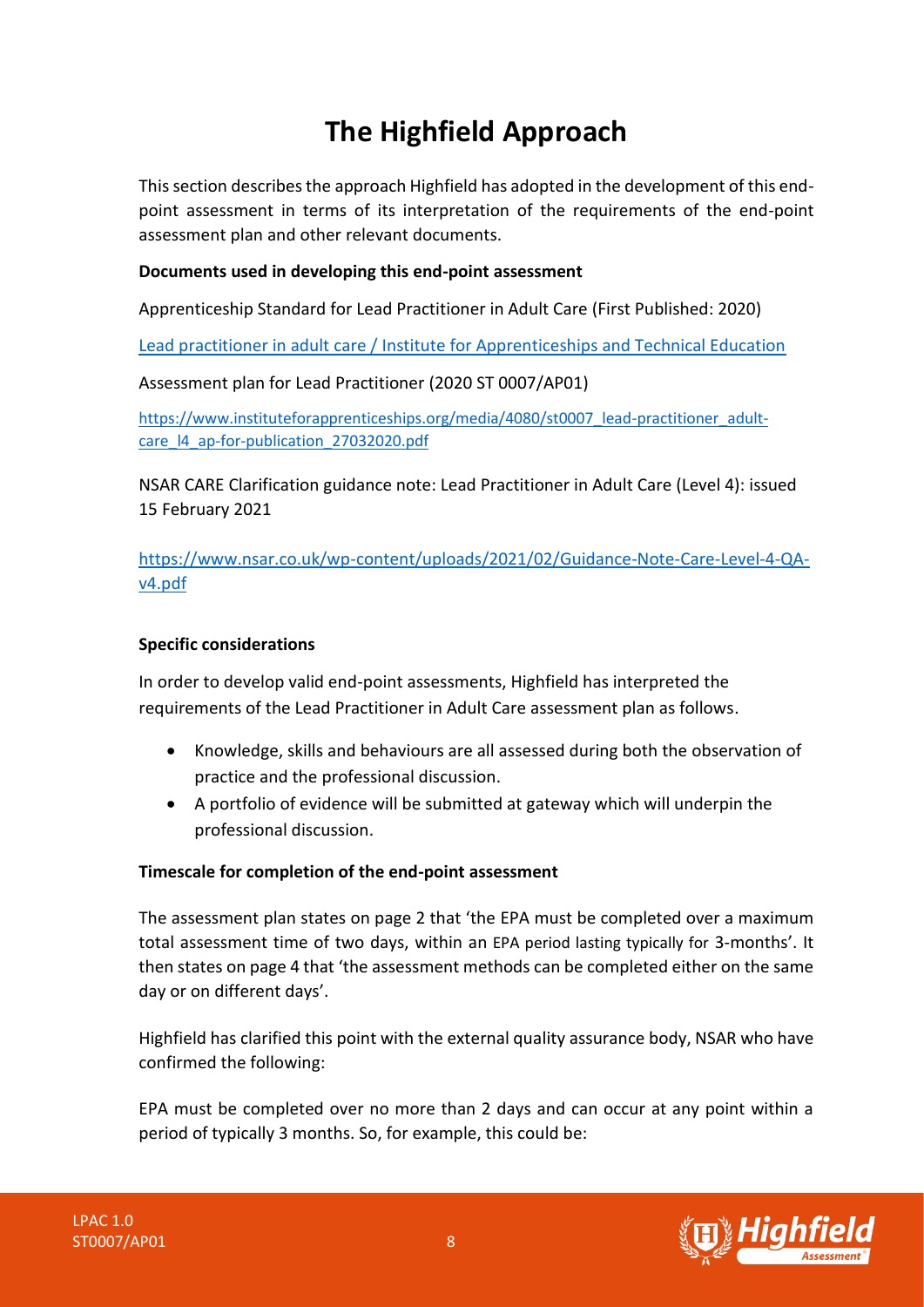# The Highfield Approach

This section describes the approach Highfield has adopted in the development of this end-point assessment in terms of its interpretation of the requirements of the end-point assessment plan and other relevant documents.

**Documents used in developing this end-point assessment**

Apprenticeship Standard for Lead Practitioner in Adult Care (First Published: 2020)

[Lead practitioner in adult care / Institute for Apprenticeships and Technical Education](Lead practitioner in adult care / Institute for Apprenticeships and Technical Education)

Assessment plan for Lead Practitioner (2020 ST 0007/AP01)

[https://www.instituteforapprenticeships.org/media/4080/st0007_lead-practitioner_adult-care_l4_ap-for-publication_27032020.pdf](https://www.instituteforapprenticeships.org/media/4080/st0007_lead-practitioner_adult-care_l4_ap-for-publication_27032020.pdf)

NSAR CARE Clarification guidance note: Lead Practitioner in Adult Care (Level 4): issued 15 February 2021

[https://www.nsar.co.uk/wp-content/uploads/2021/02/Guidance-Note-Care-Level-4-QA-v4.pdf](https://www.nsar.co.uk/wp-content/uploads/2021/02/Guidance-Note-Care-Level-4-QA-v4.pdf)

**Specific considerations**

In order to develop valid end-point assessments, Highfield has interpreted the requirements of the Lead Practitioner in Adult Care assessment plan as follows.

- Knowledge, skills and behaviours are all assessed during both the observation of practice and the professional discussion.
- A portfolio of evidence will be submitted at gateway which will underpin the professional discussion.

**Timescale for completion of the end-point assessment**

The assessment plan states on page 2 that 'the EPA must be completed over a maximum total assessment time of two days, within an EPA period lasting typically for 3-months'. It then states on page 4 that 'the assessment methods can be completed either on the same day or on different days'.

Highfield has clarified this point with the external quality assurance body, NSAR who have confirmed the following:

EPA must be completed over no more than 2 days and can occur at any point within a period of typically 3 months. So, for example, this could be: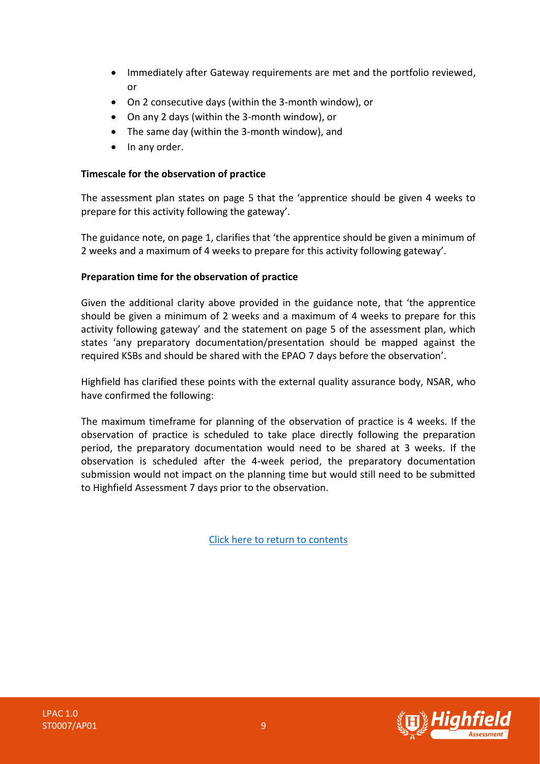- Immediately after Gateway requirements are met and the portfolio reviewed, or
- On 2 consecutive days (within the 3-month window), or
- On any 2 days (within the 3-month window), or
- The same day (within the 3-month window), and
- In any order.

**Timescale for the observation of practice**

The assessment plan states on page 5 that the 'apprentice should be given 4 weeks to prepare for this activity following the gateway'.

The guidance note, on page 1, clarifies that 'the apprentice should be given a minimum of 2 weeks and a maximum of 4 weeks to prepare for this activity following gateway'.

**Preparation time for the observation of practice**

Given the additional clarity above provided in the guidance note, that 'the apprentice should be given a minimum of 2 weeks and a maximum of 4 weeks to prepare for this activity following gateway' and the statement on page 5 of the assessment plan, which states 'any preparatory documentation/presentation should be mapped against the required KSBs and should be shared with the EPAO 7 days before the observation'.

Highfield has clarified these points with the external quality assurance body, NSAR, who have confirmed the following:

The maximum timeframe for planning of the observation of practice is 4 weeks. If the observation of practice is scheduled to take place directly following the preparation period, the preparatory documentation would need to be shared at 3 weeks. If the observation is scheduled after the 4-week period, the preparatory documentation submission would not impact on the planning time but would still need to be submitted to Highfield Assessment 7 days prior to the observation.

[Click here to return to contents]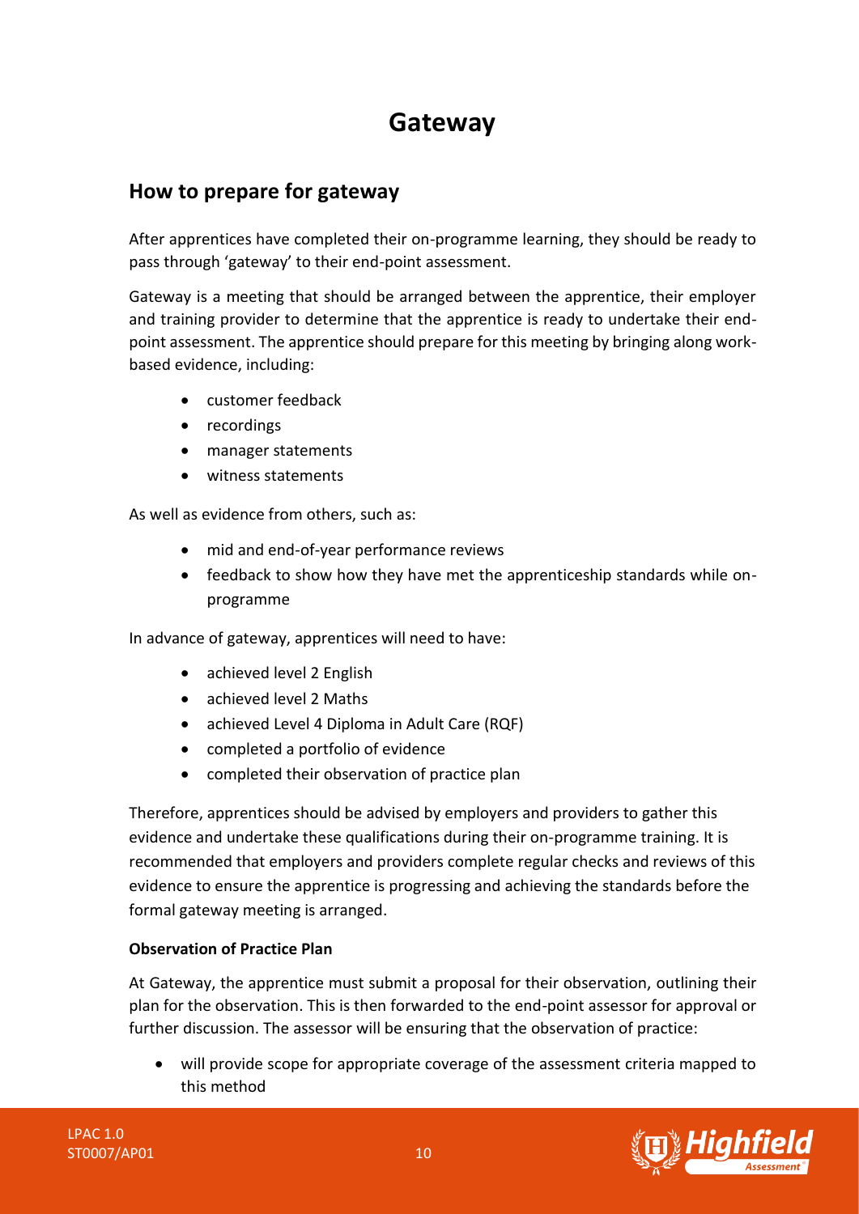# Gateway

## How to prepare for gateway

After apprentices have completed their on-programme learning, they should be ready to pass through 'gateway' to their end-point assessment.

Gateway is a meeting that should be arranged between the apprentice, their employer and training provider to determine that the apprentice is ready to undertake their end-point assessment. The apprentice should prepare for this meeting by bringing along work-based evidence, including:

- customer feedback
- recordings
- manager statements
- witness statements

As well as evidence from others, such as:

- mid and end-of-year performance reviews
- feedback to show how they have met the apprenticeship standards while on-programme

In advance of gateway, apprentices will need to have:

- achieved level 2 English
- achieved level 2 Maths
- achieved Level 4 Diploma in Adult Care (RQF)
- completed a portfolio of evidence
- completed their observation of practice plan

Therefore, apprentices should be advised by employers and providers to gather this evidence and undertake these qualifications during their on-programme training. It is recommended that employers and providers complete regular checks and reviews of this evidence to ensure the apprentice is progressing and achieving the standards before the formal gateway meeting is arranged.

**Observation of Practice Plan**

At Gateway, the apprentice must submit a proposal for their observation, outlining their plan for the observation. This is then forwarded to the end-point assessor for approval or further discussion. The assessor will be ensuring that the observation of practice:

- will provide scope for appropriate coverage of the assessment criteria mapped to this method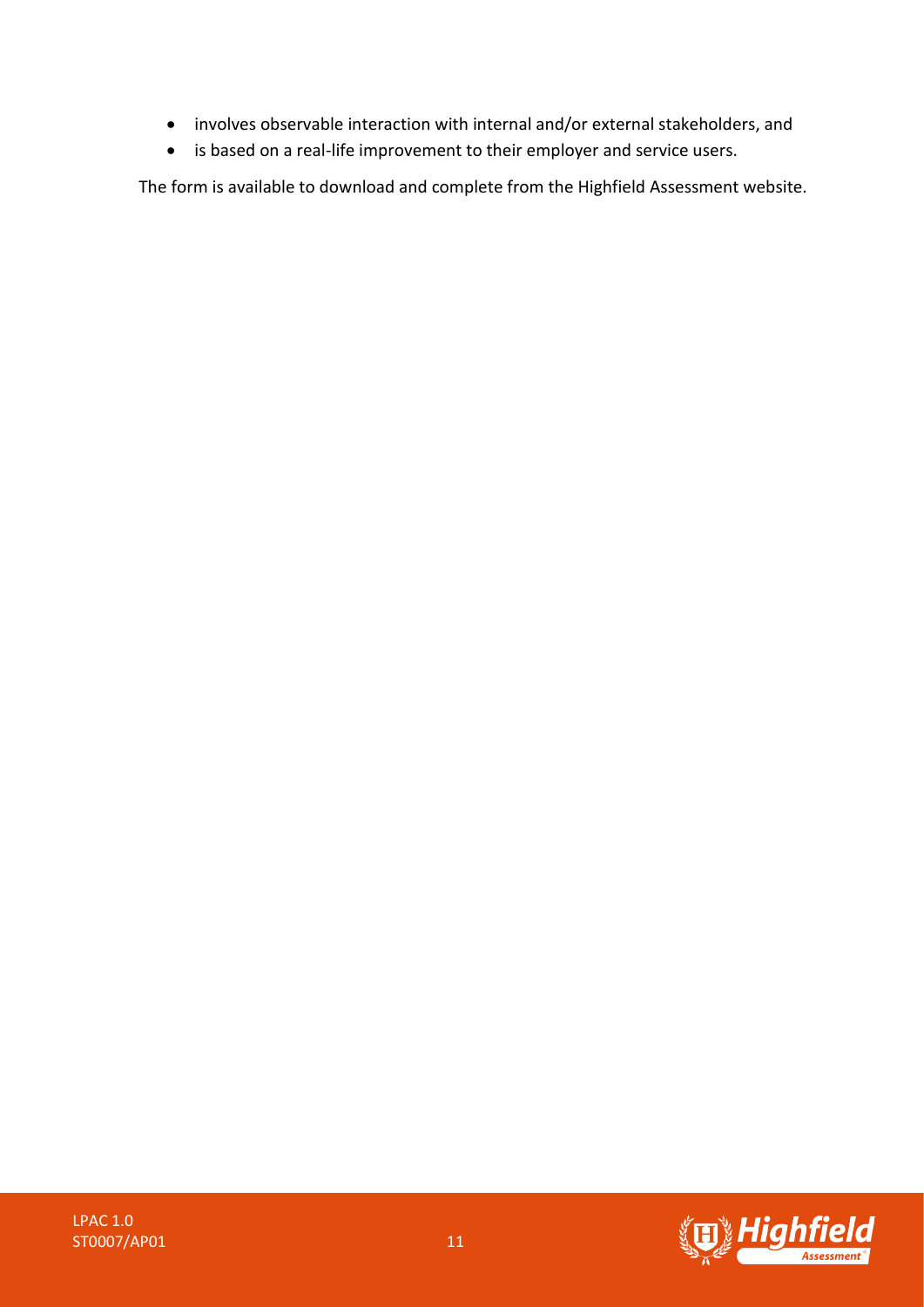- involves observable interaction with internal and/or external stakeholders, and
- is based on a real-life improvement to their employer and service users.

The form is available to download and complete from the Highfield Assessment website.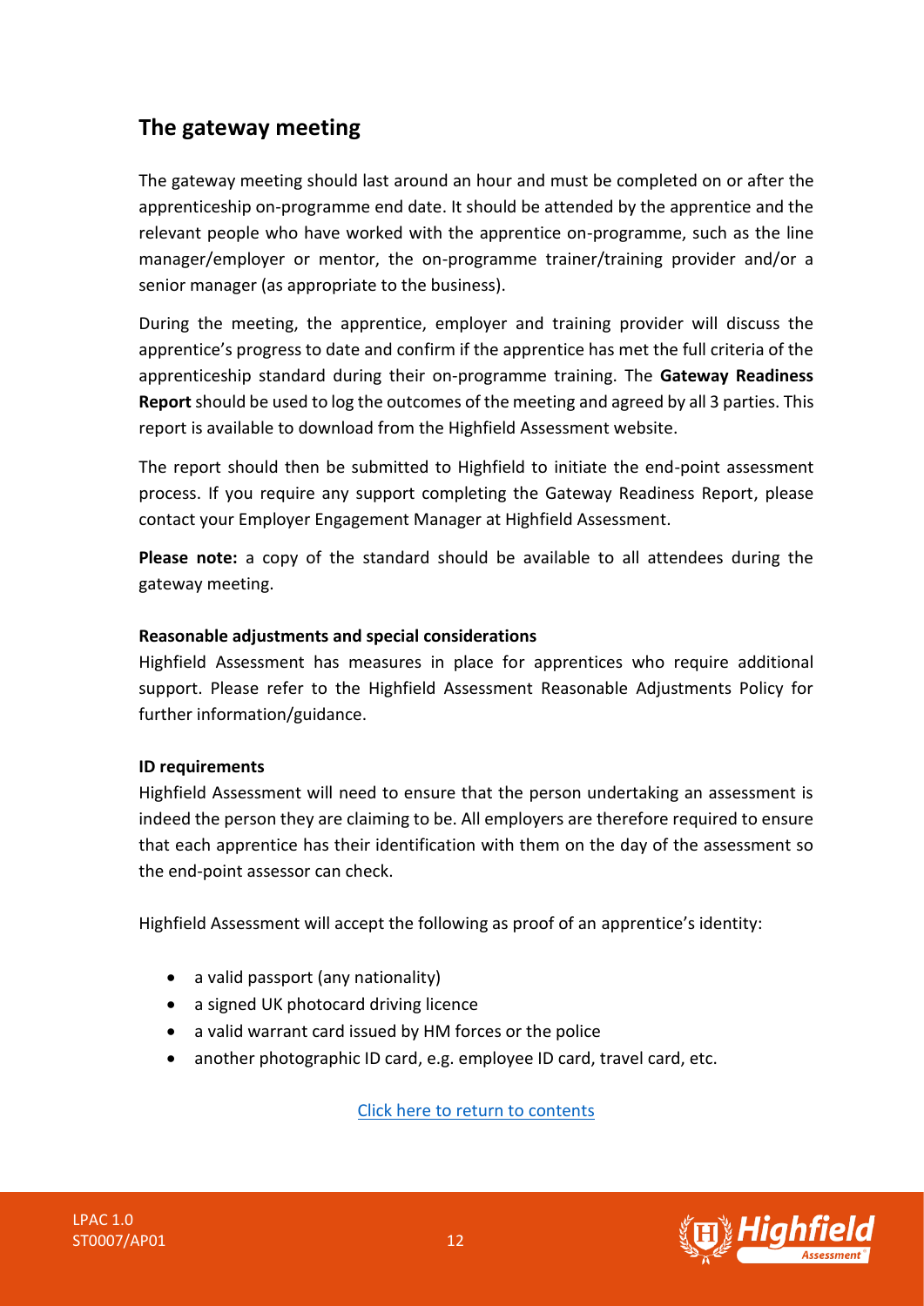## The gateway meeting

The gateway meeting should last around an hour and must be completed on or after the apprenticeship on-programme end date. It should be attended by the apprentice and the relevant people who have worked with the apprentice on-programme, such as the line manager/employer or mentor, the on-programme trainer/training provider and/or a senior manager (as appropriate to the business).

During the meeting, the apprentice, employer and training provider will discuss the apprentice's progress to date and confirm if the apprentice has met the full criteria of the apprenticeship standard during their on-programme training. The **Gateway Readiness Report** should be used to log the outcomes of the meeting and agreed by all 3 parties. This report is available to download from the Highfield Assessment website.

The report should then be submitted to Highfield to initiate the end-point assessment process. If you require any support completing the Gateway Readiness Report, please contact your Employer Engagement Manager at Highfield Assessment.

**Please note:** a copy of the standard should be available to all attendees during the gateway meeting.

**Reasonable adjustments and special considerations**

Highfield Assessment has measures in place for apprentices who require additional support. Please refer to the Highfield Assessment Reasonable Adjustments Policy for further information/guidance.

**ID requirements**

Highfield Assessment will need to ensure that the person undertaking an assessment is indeed the person they are claiming to be. All employers are therefore required to ensure that each apprentice has their identification with them on the day of the assessment so the end-point assessor can check.

Highfield Assessment will accept the following as proof of an apprentice's identity:

- a valid passport (any nationality)
- a signed UK photocard driving licence
- a valid warrant card issued by HM forces or the police
- another photographic ID card, e.g. employee ID card, travel card, etc.

Click here to return to contents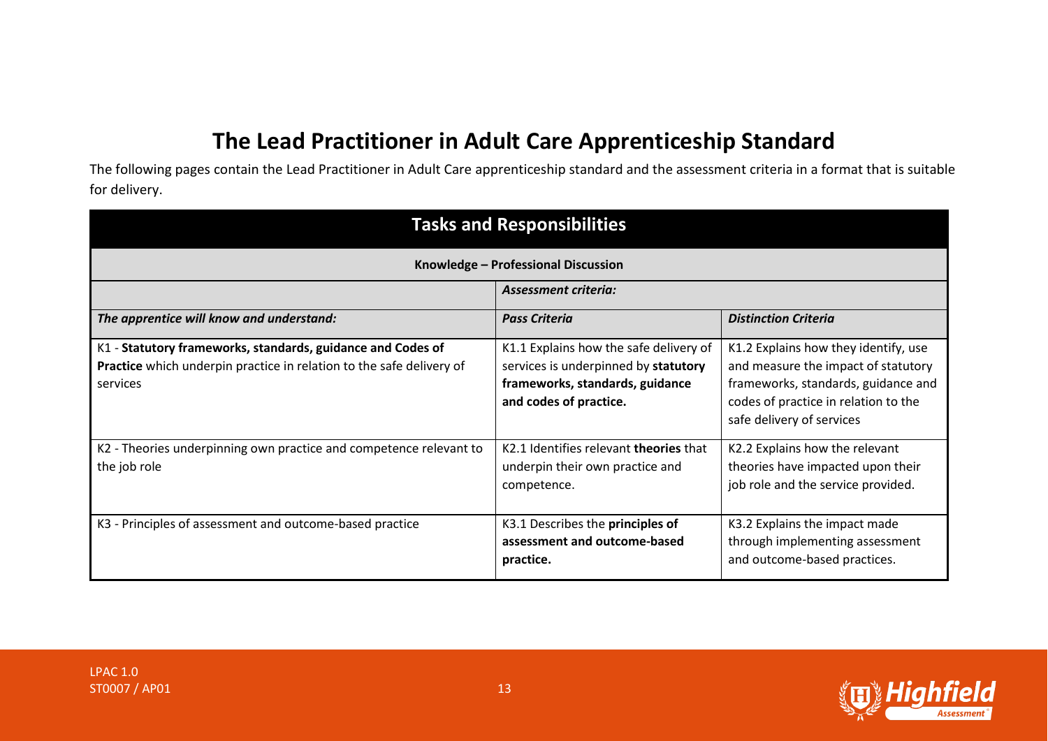# The Lead Practitioner in Adult Care Apprenticeship Standard

The following pages contain the Lead Practitioner in Adult Care apprenticeship standard and the assessment criteria in a format that is suitable for delivery.

| **Tasks and Responsibilities** | | |
|---|---|---|
| **Knowledge – Professional Discussion** | | |
| | ***Assessment criteria:*** | |
| ***The apprentice will know and understand:*** | ***Pass Criteria*** | ***Distinction Criteria*** |
| K1 - **Statutory frameworks, standards, guidance and Codes of Practice** which underpin practice in relation to the safe delivery of services | K1.1 Explains how the safe delivery of services is underpinned by **statutory frameworks, standards, guidance and codes of practice.** | K1.2 Explains how they identify, use and measure the impact of statutory frameworks, standards, guidance and codes of practice in relation to the safe delivery of services |
| K2 - Theories underpinning own practice and competence relevant to the job role | K2.1 Identifies relevant **theories** that underpin their own practice and competence. | K2.2 Explains how the relevant theories have impacted upon their job role and the service provided. |
| K3 - Principles of assessment and outcome-based practice | K3.1 Describes the **principles of assessment and outcome-based practice.** | K3.2 Explains the impact made through implementing assessment and outcome-based practices. |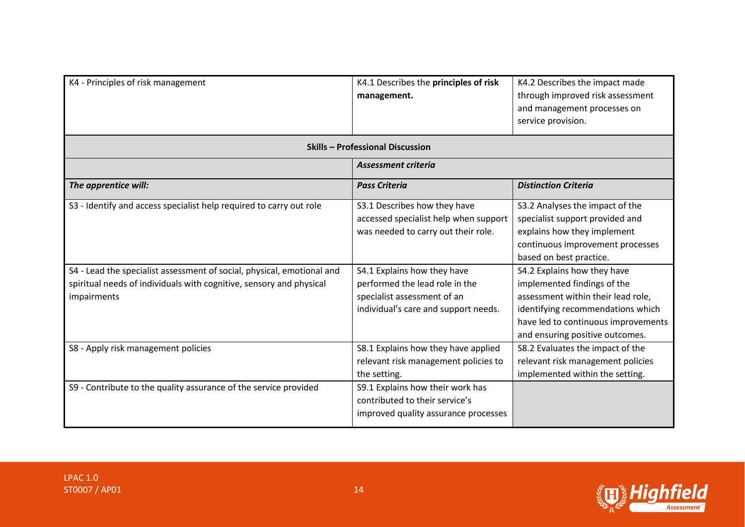| K4 - Principles of risk management | K4.1 Describes the **principles of risk management.** | K4.2 Describes the impact made through improved risk assessment and management processes on service provision. |
|---|---|---|
| **Skills – Professional Discussion** | | |
| | ***Assessment criteria*** | |
| ***The apprentice will:*** | ***Pass Criteria*** | ***Distinction Criteria*** |
| S3 - Identify and access specialist help required to carry out role | S3.1 Describes how they have accessed specialist help when support was needed to carry out their role. | S3.2 Analyses the impact of the specialist support provided and explains how they implement continuous improvement processes based on best practice. |
| S4 - Lead the specialist assessment of social, physical, emotional and spiritual needs of individuals with cognitive, sensory and physical impairments | S4.1 Explains how they have performed the lead role in the specialist assessment of an individual's care and support needs. | S4.2 Explains how they have implemented findings of the assessment within their lead role, identifying recommendations which have led to continuous improvements and ensuring positive outcomes. |
| S8 - Apply risk management policies | S8.1 Explains how they have applied relevant risk management policies to the setting. | S8.2 Evaluates the impact of the relevant risk management policies implemented within the setting. |
| S9 - Contribute to the quality assurance of the service provided | S9.1 Explains how their work has contributed to their service's improved quality assurance processes | |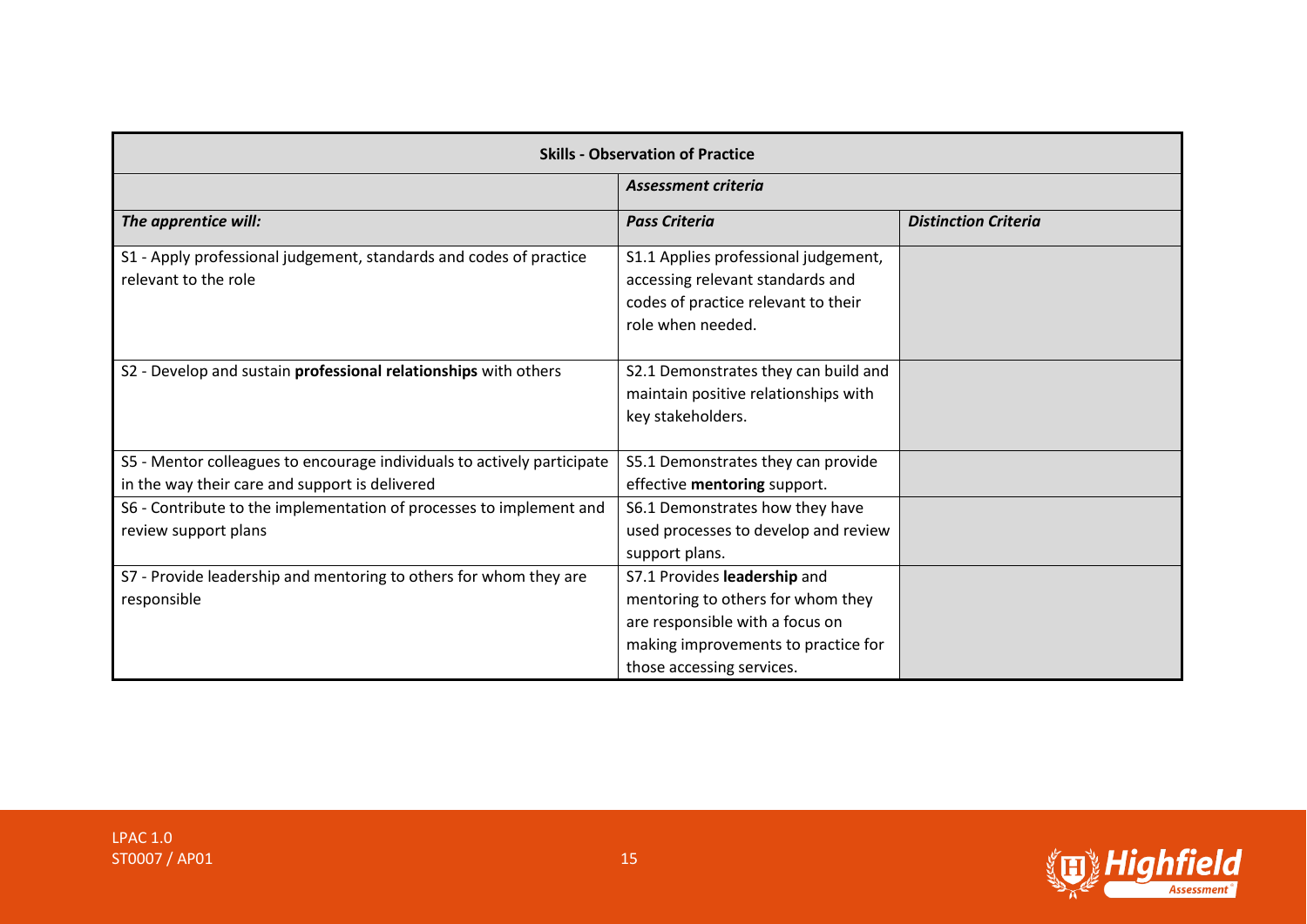| Skills - Observation of Practice | | |
|---|---|---|
| | ***Assessment criteria*** | |
| ***The apprentice will:*** | ***Pass Criteria*** | ***Distinction Criteria*** |
| S1 - Apply professional judgement, standards and codes of practice relevant to the role | S1.1 Applies professional judgement, accessing relevant standards and codes of practice relevant to their role when needed. | |
| S2 - Develop and sustain **professional relationships** with others | S2.1 Demonstrates they can build and maintain positive relationships with key stakeholders. | |
| S5 - Mentor colleagues to encourage individuals to actively participate in the way their care and support is delivered | S5.1 Demonstrates they can provide effective **mentoring** support. | |
| S6 - Contribute to the implementation of processes to implement and review support plans | S6.1 Demonstrates how they have used processes to develop and review support plans. | |
| S7 - Provide leadership and mentoring to others for whom they are responsible | S7.1 Provides **leadership** and mentoring to others for whom they are responsible with a focus on making improvements to practice for those accessing services. | |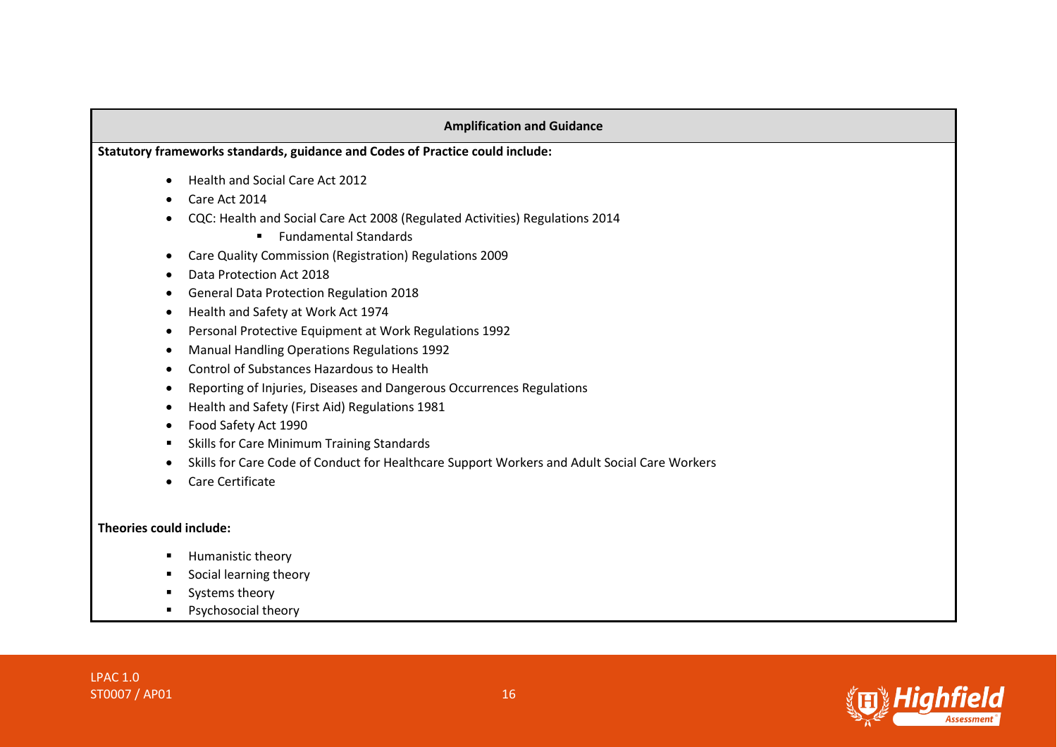| Amplification and Guidance |
| --- |

**Statutory frameworks standards, guidance and Codes of Practice could include:**

- Health and Social Care Act 2012
- Care Act 2014
- CQC: Health and Social Care Act 2008 (Regulated Activities) Regulations 2014
    - Fundamental Standards
- Care Quality Commission (Registration) Regulations 2009
- Data Protection Act 2018
- General Data Protection Regulation 2018
- Health and Safety at Work Act 1974
- Personal Protective Equipment at Work Regulations 1992
- Manual Handling Operations Regulations 1992
- Control of Substances Hazardous to Health
- Reporting of Injuries, Diseases and Dangerous Occurrences Regulations
- Health and Safety (First Aid) Regulations 1981
- Food Safety Act 1990
- Skills for Care Minimum Training Standards
- Skills for Care Code of Conduct for Healthcare Support Workers and Adult Social Care Workers
- Care Certificate

**Theories could include:**

- Humanistic theory
- Social learning theory
- Systems theory
- Psychosocial theory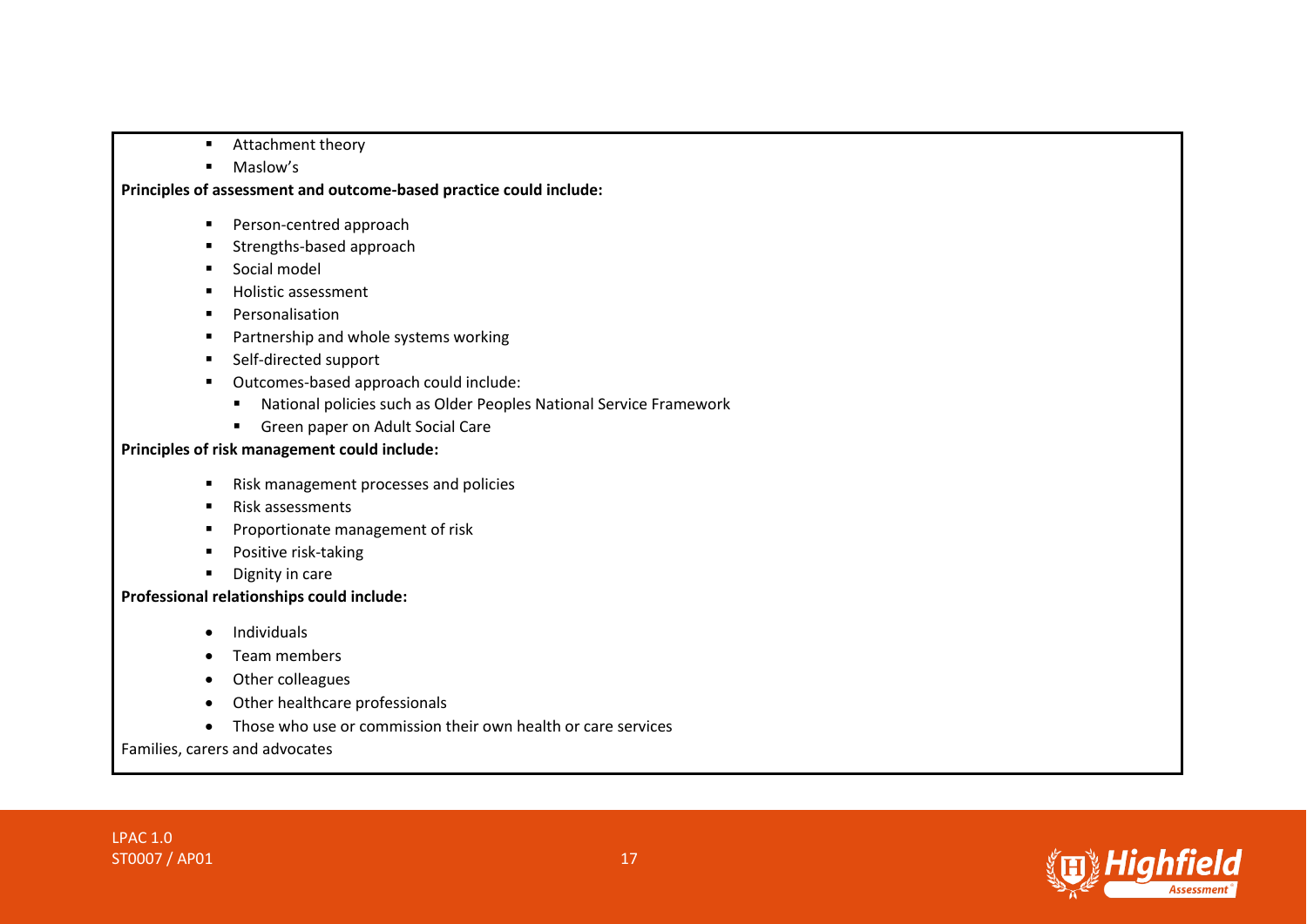- Attachment theory
- Maslow's

**Principles of assessment and outcome-based practice could include:**

- Person-centred approach
- Strengths-based approach
- Social model
- Holistic assessment
- Personalisation
- Partnership and whole systems working
- Self-directed support
- Outcomes-based approach could include:
  - National policies such as Older Peoples National Service Framework
  - Green paper on Adult Social Care

**Principles of risk management could include:**

- Risk management processes and policies
- Risk assessments
- Proportionate management of risk
- Positive risk-taking
- Dignity in care

**Professional relationships could include:**

- Individuals
- Team members
- Other colleagues
- Other healthcare professionals
- Those who use or commission their own health or care services

Families, carers and advocates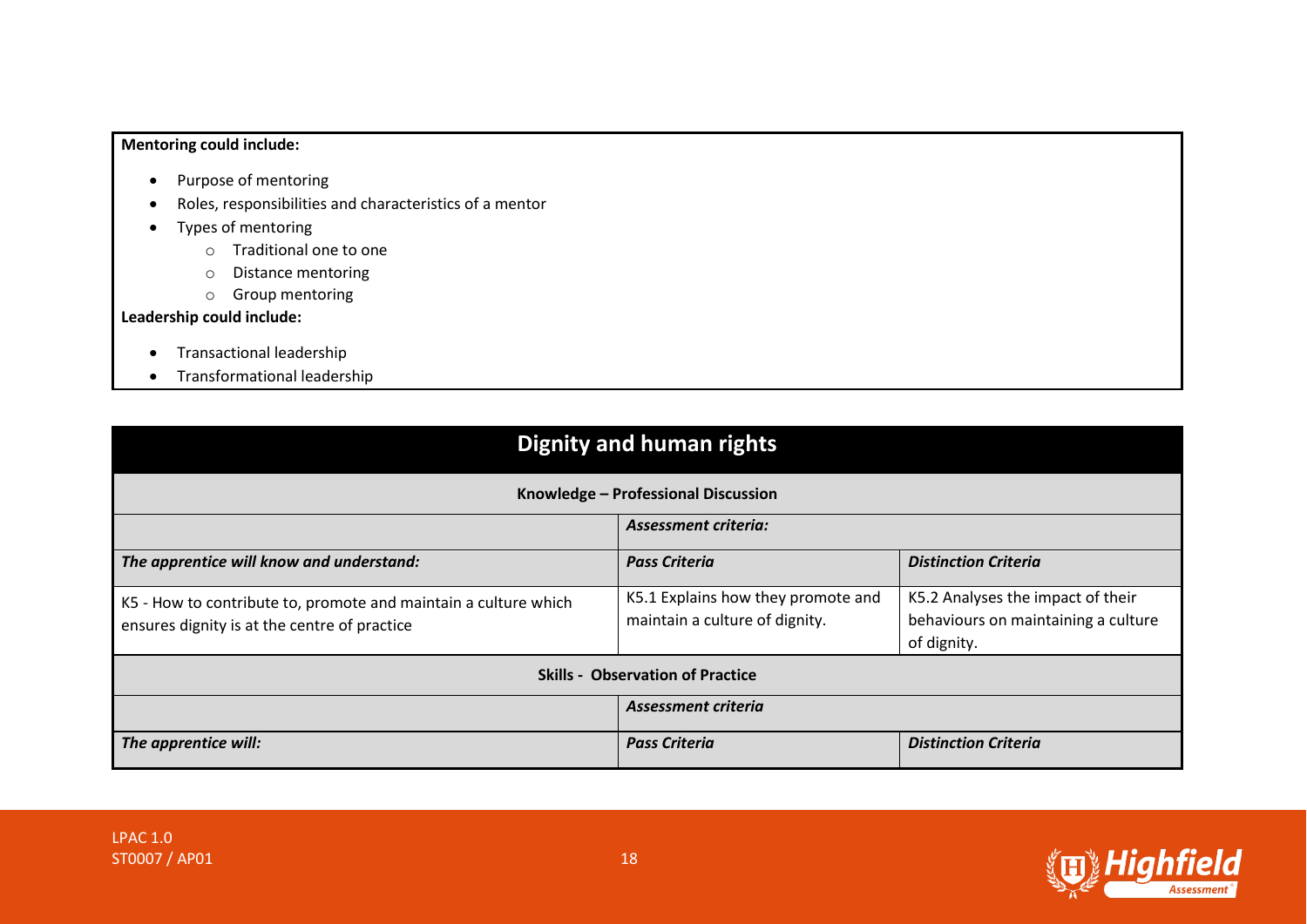**Mentoring could include:**

- Purpose of mentoring
- Roles, responsibilities and characteristics of a mentor
- Types of mentoring
    - Traditional one to one
    - Distance mentoring
    - Group mentoring

**Leadership could include:**

- Transactional leadership
- Transformational leadership

| **Dignity and human rights** | | |
|---|---|---|
| **Knowledge – Professional Discussion** | | |
| | ***Assessment criteria:*** | |
| ***The apprentice will know and understand:*** | ***Pass Criteria*** | ***Distinction Criteria*** |
| K5 - How to contribute to, promote and maintain a culture which ensures dignity is at the centre of practice | K5.1 Explains how they promote and maintain a culture of dignity. | K5.2 Analyses the impact of their behaviours on maintaining a culture of dignity. |
| **Skills - Observation of Practice** | | |
| | ***Assessment criteria*** | |
| ***The apprentice will:*** | ***Pass Criteria*** | ***Distinction Criteria*** |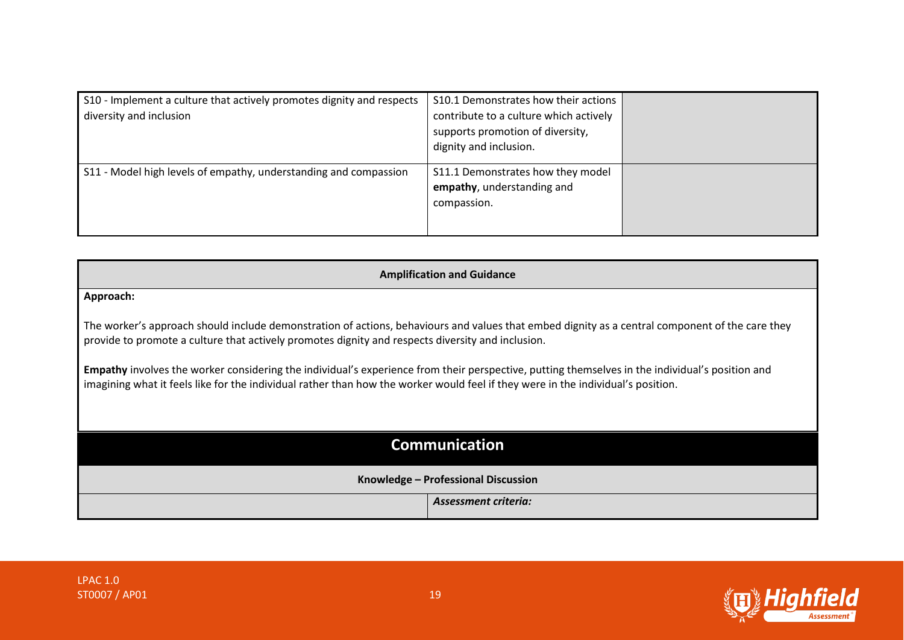| | | |
|---|---|---|
| S10 - Implement a culture that actively promotes dignity and respects diversity and inclusion | S10.1 Demonstrates how their actions contribute to a culture which actively supports promotion of diversity, dignity and inclusion. | |
| S11 - Model high levels of empathy, understanding and compassion | S11.1 Demonstrates how they model **empathy**, understanding and compassion. | |

**Amplification and Guidance**

**Approach:**

The worker's approach should include demonstration of actions, behaviours and values that embed dignity as a central component of the care they provide to promote a culture that actively promotes dignity and respects diversity and inclusion.

**Empathy** involves the worker considering the individual's experience from their perspective, putting themselves in the individual's position and imagining what it feels like for the individual rather than how the worker would feel if they were in the individual's position.

## Communication

**Knowledge – Professional Discussion**

| | ***Assessment criteria:*** |
|---|---|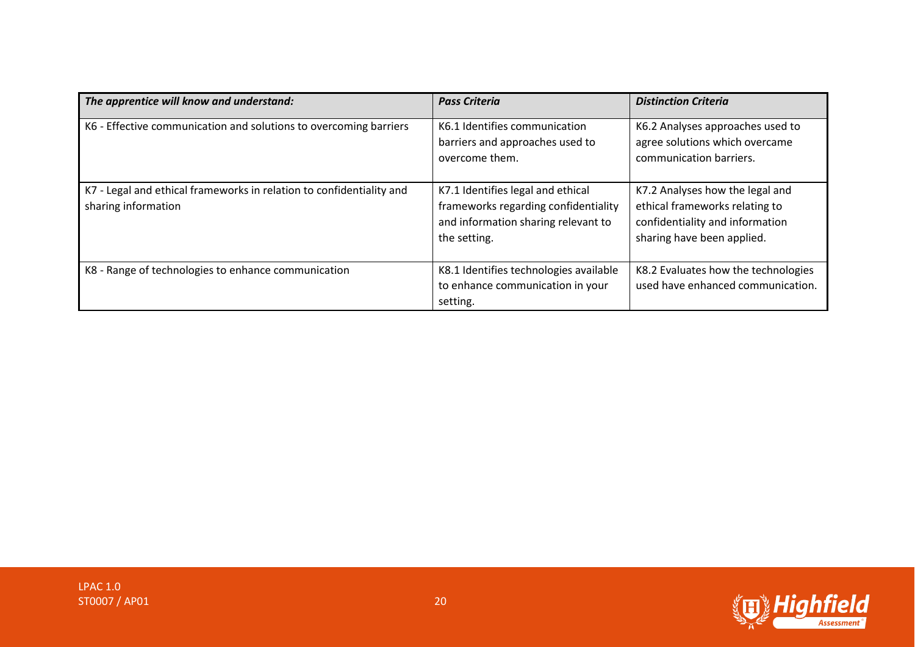| *The apprentice will know and understand:* | *Pass Criteria* | *Distinction Criteria* |
|---|---|---|
| K6 - Effective communication and solutions to overcoming barriers | K6.1 Identifies communication barriers and approaches used to overcome them. | K6.2 Analyses approaches used to agree solutions which overcame communication barriers. |
| K7 - Legal and ethical frameworks in relation to confidentiality and sharing information | K7.1 Identifies legal and ethical frameworks regarding confidentiality and information sharing relevant to the setting. | K7.2 Analyses how the legal and ethical frameworks relating to confidentiality and information sharing have been applied. |
| K8 - Range of technologies to enhance communication | K8.1 Identifies technologies available to enhance communication in your setting. | K8.2 Evaluates how the technologies used have enhanced communication. |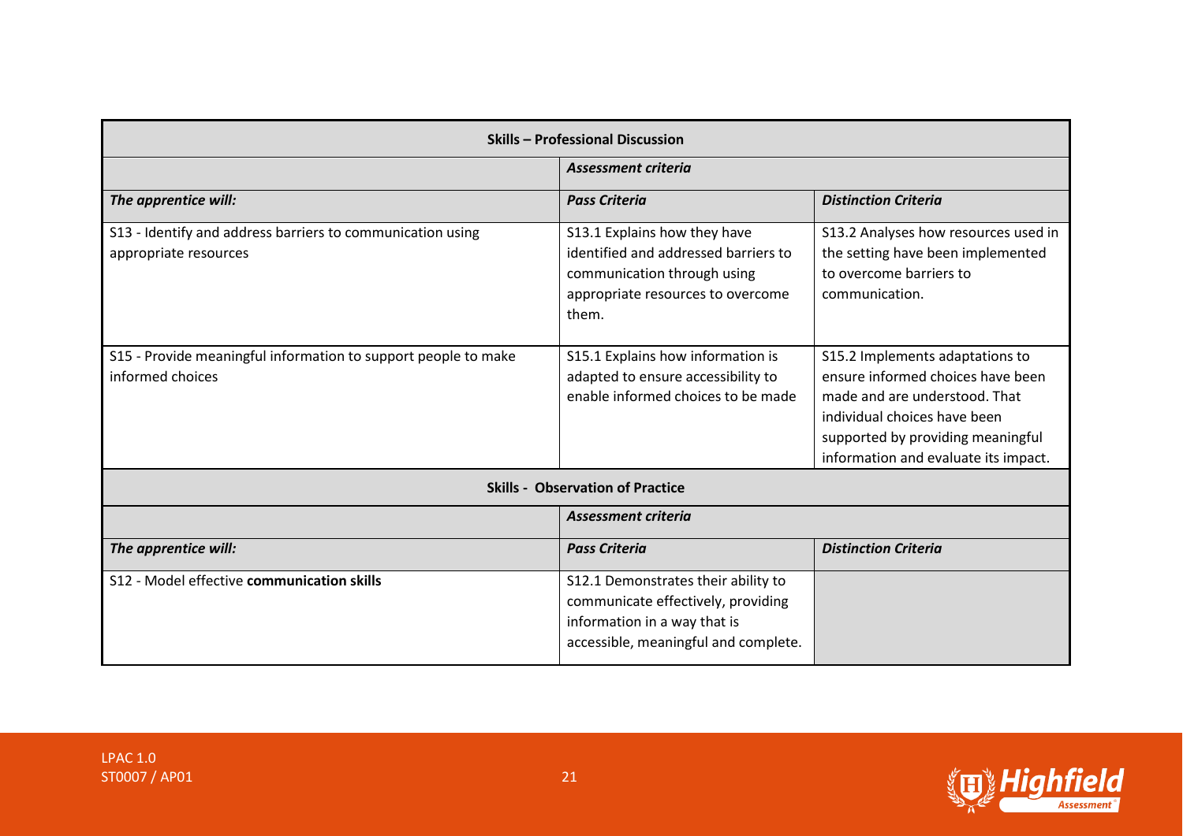| **Skills – Professional Discussion** | | |
|---|---|---|
| | ***Assessment criteria*** | |
| ***The apprentice will:*** | ***Pass Criteria*** | ***Distinction Criteria*** |
| S13 - Identify and address barriers to communication using appropriate resources | S13.1 Explains how they have identified and addressed barriers to communication through using appropriate resources to overcome them. | S13.2 Analyses how resources used in the setting have been implemented to overcome barriers to communication. |
| S15 - Provide meaningful information to support people to make informed choices | S15.1 Explains how information is adapted to ensure accessibility to enable informed choices to be made | S15.2 Implements adaptations to ensure informed choices have been made and are understood. That individual choices have been supported by providing meaningful information and evaluate its impact. |

| **Skills - Observation of Practice** | | |
|---|---|---|
| | ***Assessment criteria*** | |
| ***The apprentice will:*** | ***Pass Criteria*** | ***Distinction Criteria*** |
| S12 - Model effective **communication skills** | S12.1 Demonstrates their ability to communicate effectively, providing information in a way that is accessible, meaningful and complete. | |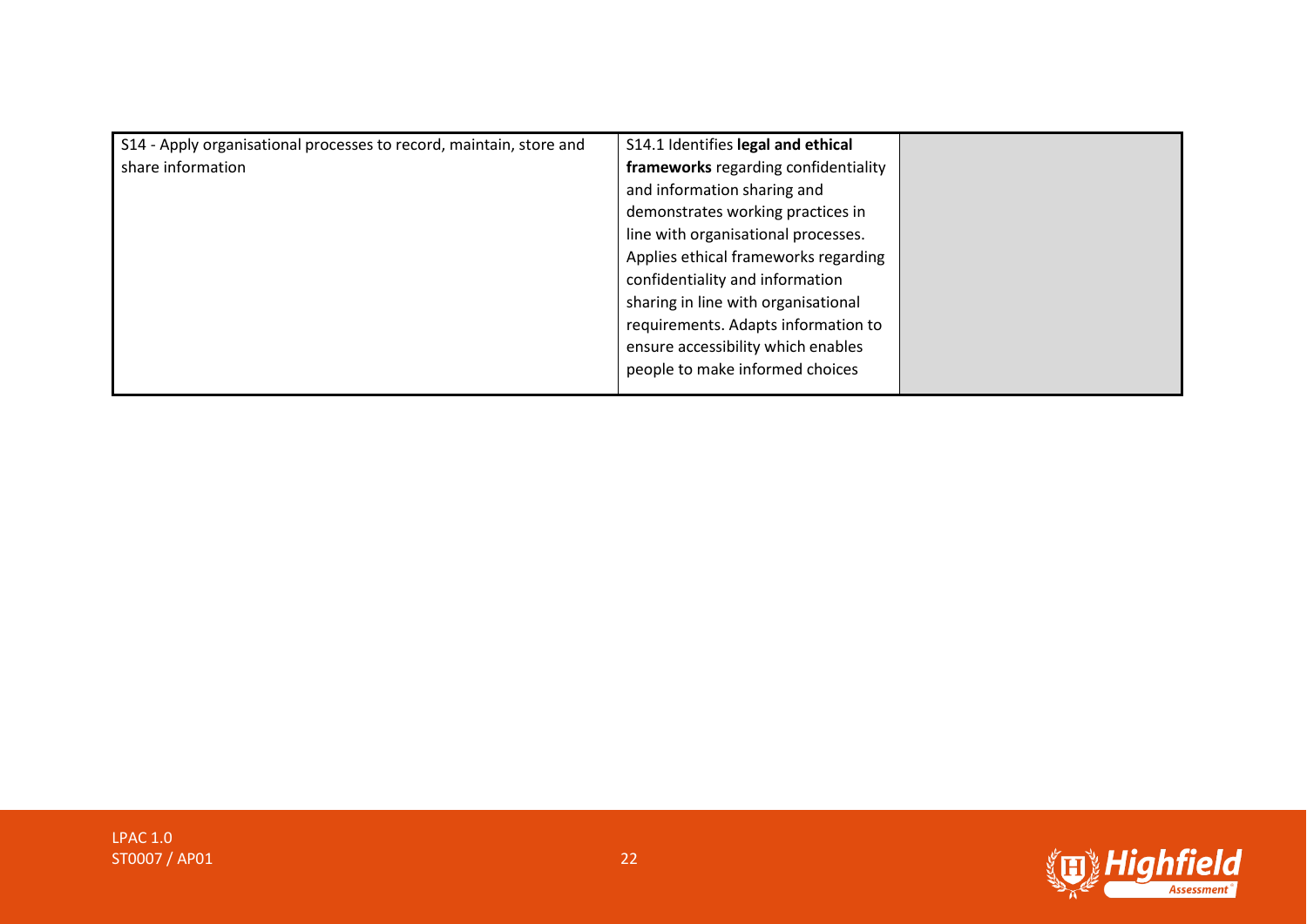| | | |
|---|---|---|
| S14 - Apply organisational processes to record, maintain, store and share information | S14.1 Identifies **legal and ethical frameworks** regarding confidentiality and information sharing and demonstrates working practices in line with organisational processes. Applies ethical frameworks regarding confidentiality and information sharing in line with organisational requirements. Adapts information to ensure accessibility which enables people to make informed choices | |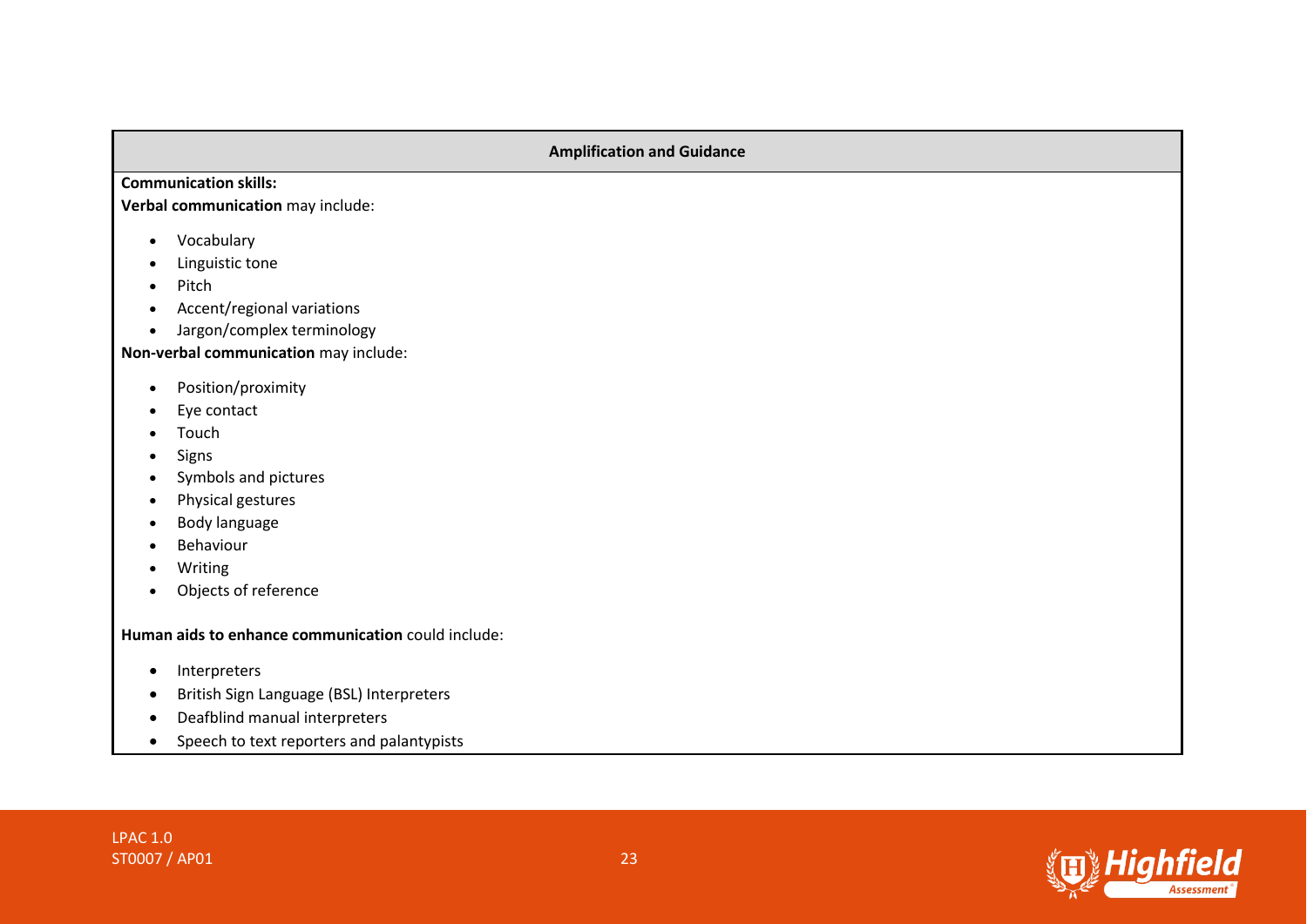| Amplification and Guidance |
| --- |

**Communication skills:**

**Verbal communication** may include:

- Vocabulary
- Linguistic tone
- Pitch
- Accent/regional variations
- Jargon/complex terminology

**Non-verbal communication** may include:

- Position/proximity
- Eye contact
- Touch
- Signs
- Symbols and pictures
- Physical gestures
- Body language
- Behaviour
- Writing
- Objects of reference

**Human aids to enhance communication** could include:

- Interpreters
- British Sign Language (BSL) Interpreters
- Deafblind manual interpreters
- Speech to text reporters and palantypists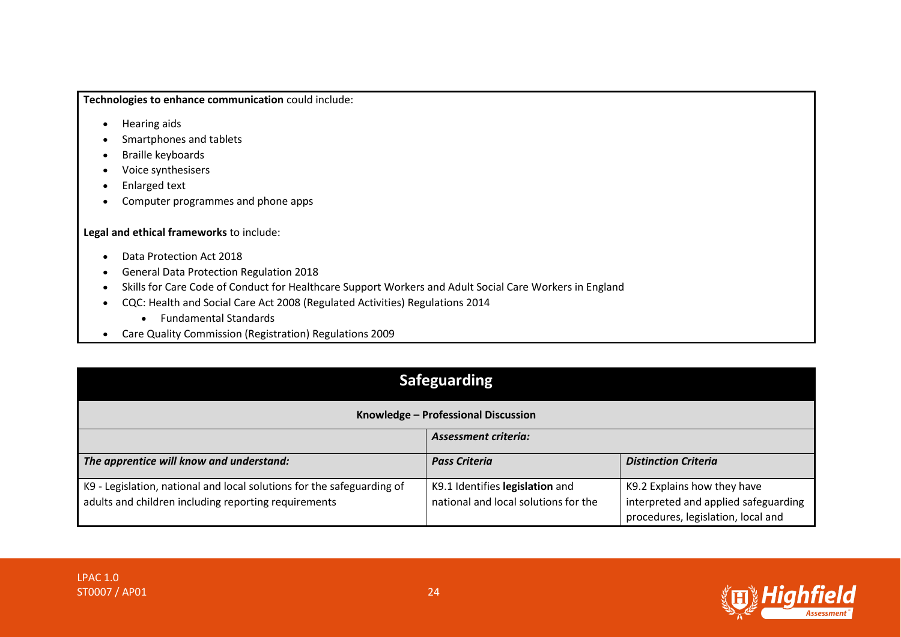**Technologies to enhance communication** could include:

- Hearing aids
- Smartphones and tablets
- Braille keyboards
- Voice synthesisers
- Enlarged text
- Computer programmes and phone apps

**Legal and ethical frameworks** to include:

- Data Protection Act 2018
- General Data Protection Regulation 2018
- Skills for Care Code of Conduct for Healthcare Support Workers and Adult Social Care Workers in England
- CQC: Health and Social Care Act 2008 (Regulated Activities) Regulations 2014
    - Fundamental Standards
- Care Quality Commission (Registration) Regulations 2009

## Safeguarding

| Knowledge – Professional Discussion | | |
|---|---|---|
| | ***Assessment criteria:*** | |
| ***The apprentice will know and understand:*** | ***Pass Criteria*** | ***Distinction Criteria*** |
| K9 - Legislation, national and local solutions for the safeguarding of adults and children including reporting requirements | K9.1 Identifies **legislation** and national and local solutions for the | K9.2 Explains how they have interpreted and applied safeguarding procedures, legislation, local and |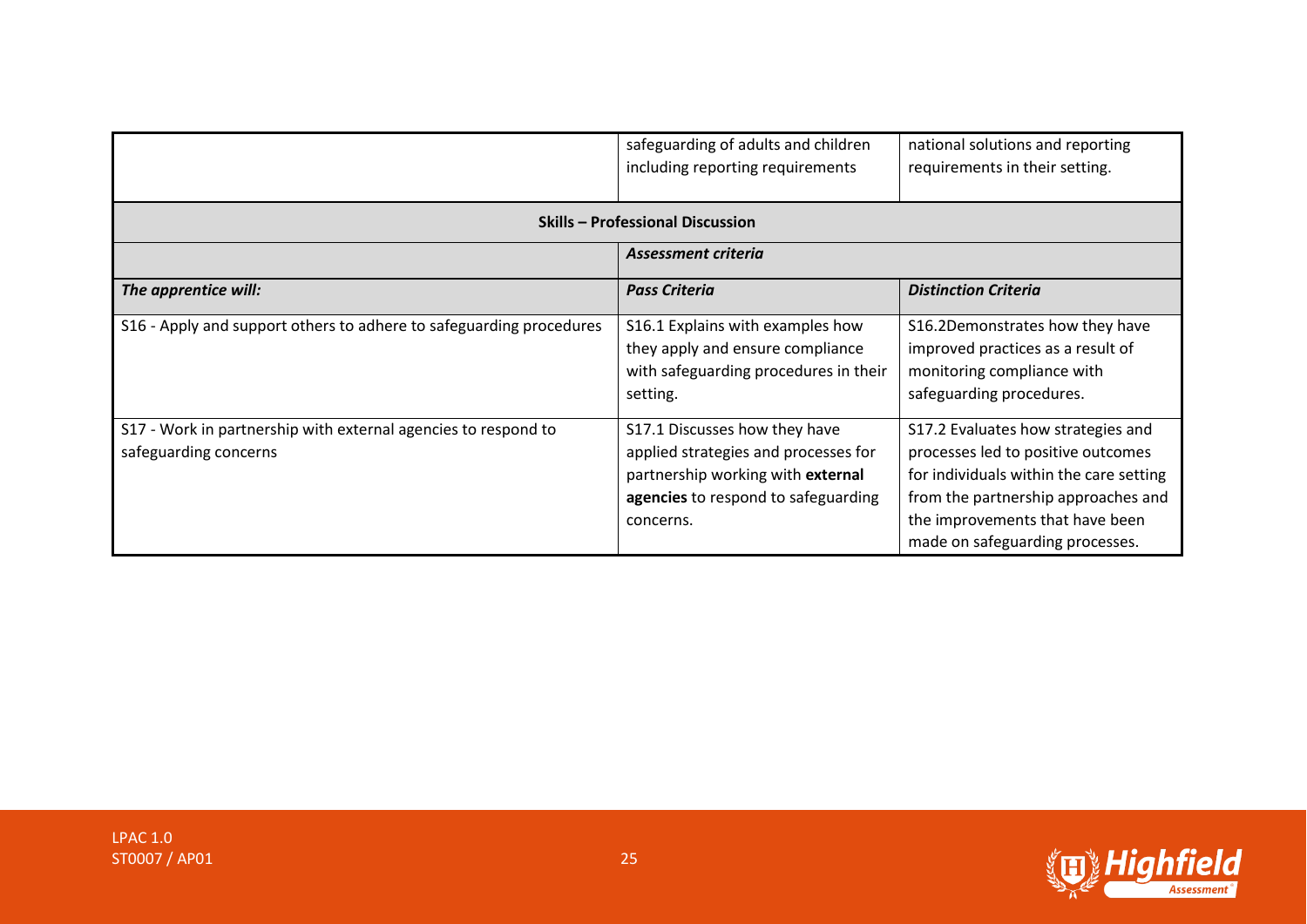| | | |
|---|---|---|
| | safeguarding of adults and children including reporting requirements | national solutions and reporting requirements in their setting. |
| **Skills – Professional Discussion** | | |
| | ***Assessment criteria*** | |
| ***The apprentice will:*** | ***Pass Criteria*** | ***Distinction Criteria*** |
| S16 - Apply and support others to adhere to safeguarding procedures | S16.1 Explains with examples how they apply and ensure compliance with safeguarding procedures in their setting. | S16.2Demonstrates how they have improved practices as a result of monitoring compliance with safeguarding procedures. |
| S17 - Work in partnership with external agencies to respond to safeguarding concerns | S17.1 Discusses how they have applied strategies and processes for partnership working with **external agencies** to respond to safeguarding concerns. | S17.2 Evaluates how strategies and processes led to positive outcomes for individuals within the care setting from the partnership approaches and the improvements that have been made on safeguarding processes. |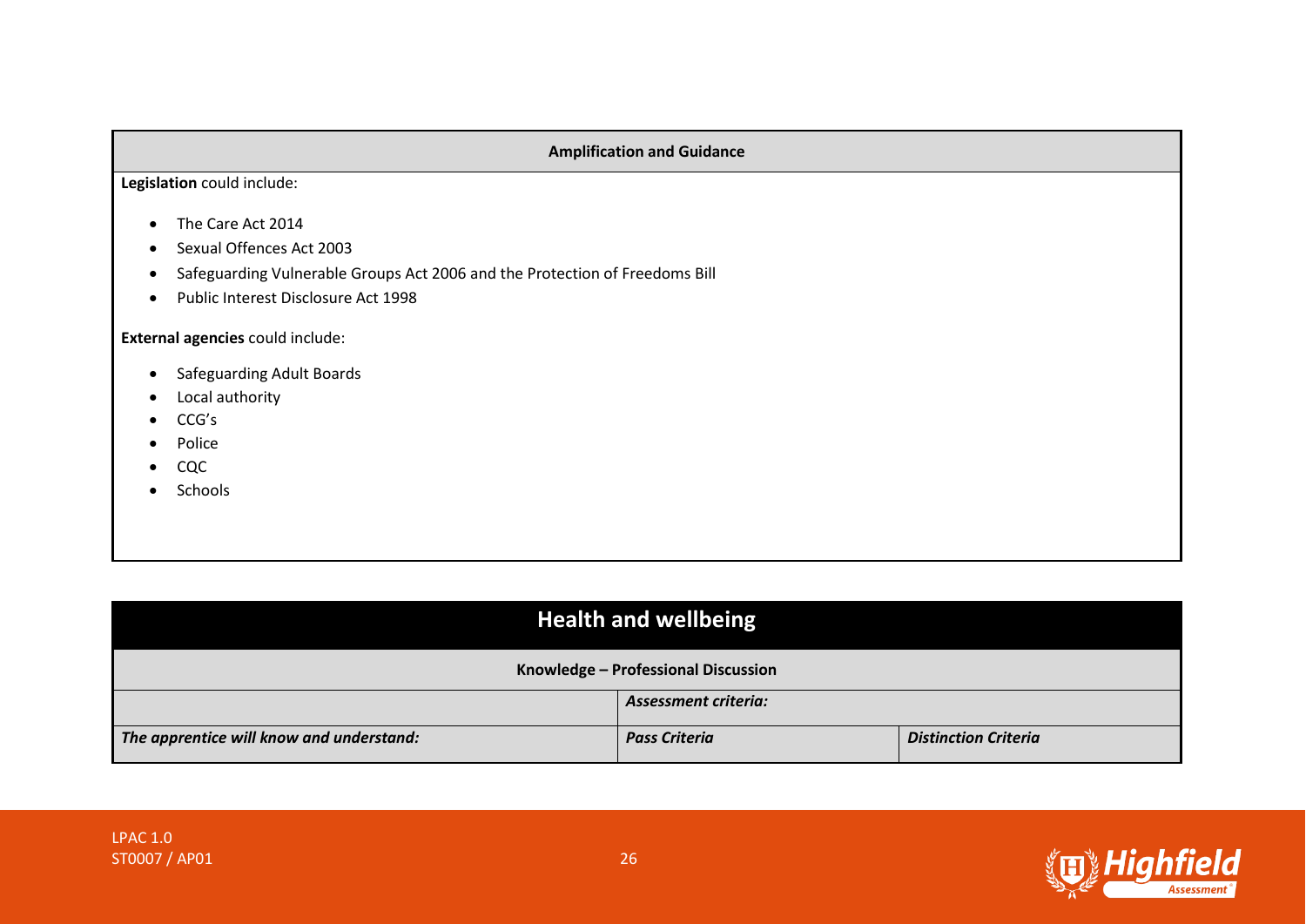| Amplification and Guidance |
| --- |
| **Legislation** could include:<br><br>• The Care Act 2014<br>• Sexual Offences Act 2003<br>• Safeguarding Vulnerable Groups Act 2006 and the Protection of Freedoms Bill<br>• Public Interest Disclosure Act 1998<br><br>**External agencies** could include:<br><br>• Safeguarding Adult Boards<br>• Local authority<br>• CCG's<br>• Police<br>• CQC<br>• Schools |

## Health and wellbeing

| Knowledge – Professional Discussion | | |
| --- | --- | --- |
| | ***Assessment criteria:*** | |
| ***The apprentice will know and understand:*** | ***Pass Criteria*** | ***Distinction Criteria*** |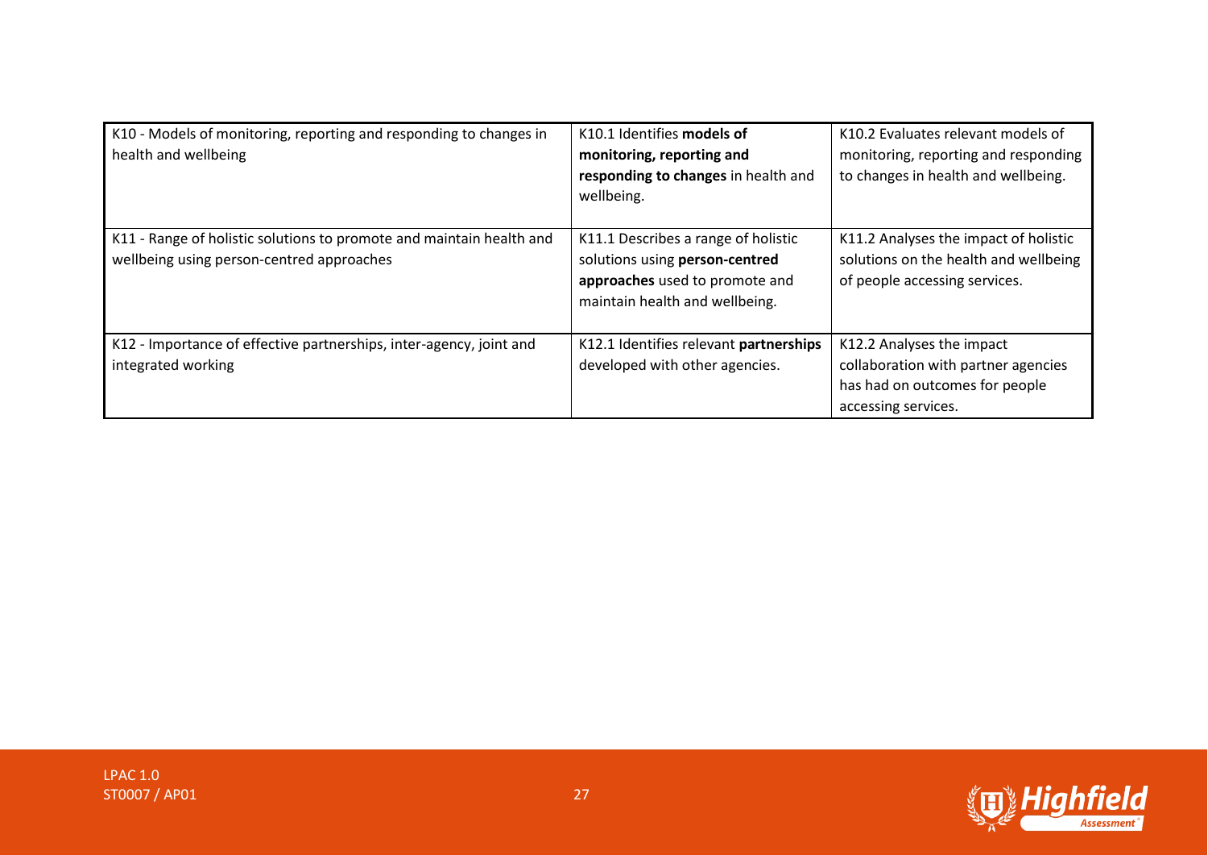| K10 - Models of monitoring, reporting and responding to changes in health and wellbeing | K10.1 Identifies **models of monitoring, reporting and responding to changes** in health and wellbeing. | K10.2 Evaluates relevant models of monitoring, reporting and responding to changes in health and wellbeing. |
|---|---|---|
| K11 - Range of holistic solutions to promote and maintain health and wellbeing using person-centred approaches | K11.1 Describes a range of holistic solutions using **person-centred approaches** used to promote and maintain health and wellbeing. | K11.2 Analyses the impact of holistic solutions on the health and wellbeing of people accessing services. |
| K12 - Importance of effective partnerships, inter-agency, joint and integrated working | K12.1 Identifies relevant **partnerships** developed with other agencies. | K12.2 Analyses the impact collaboration with partner agencies has had on outcomes for people accessing services. |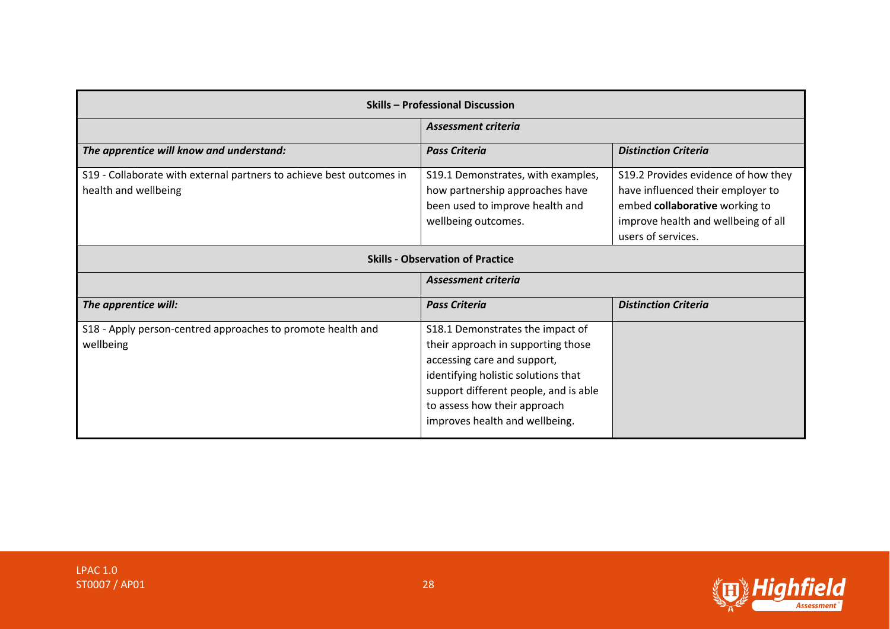| Skills – Professional Discussion | | |
|---|---|---|
| | ***Assessment criteria*** | |
| ***The apprentice will know and understand:*** | ***Pass Criteria*** | ***Distinction Criteria*** |
| S19 - Collaborate with external partners to achieve best outcomes in health and wellbeing | S19.1 Demonstrates, with examples, how partnership approaches have been used to improve health and wellbeing outcomes. | S19.2 Provides evidence of how they have influenced their employer to embed **collaborative** working to improve health and wellbeing of all users of services. |

| Skills - Observation of Practice | | |
|---|---|---|
| | ***Assessment criteria*** | |
| ***The apprentice will:*** | ***Pass Criteria*** | ***Distinction Criteria*** |
| S18 - Apply person-centred approaches to promote health and wellbeing | S18.1 Demonstrates the impact of their approach in supporting those accessing care and support, identifying holistic solutions that support different people, and is able to assess how their approach improves health and wellbeing. | |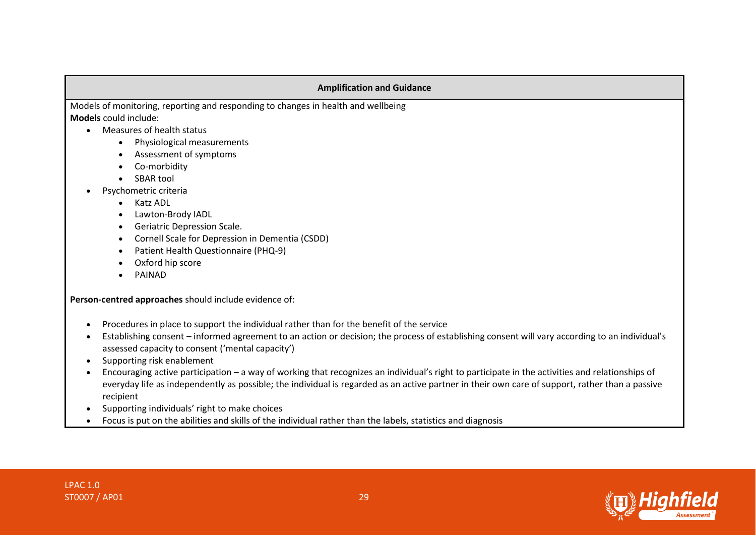| Amplification and Guidance |
| --- |
| Models of monitoring, reporting and responding to changes in health and wellbeing |

**Models** could include:

- Measures of health status
    - Physiological measurements
    - Assessment of symptoms
    - Co-morbidity
    - SBAR tool
- Psychometric criteria
    - Katz ADL
    - Lawton-Brody IADL
    - Geriatric Depression Scale.
    - Cornell Scale for Depression in Dementia (CSDD)
    - Patient Health Questionnaire (PHQ-9)
    - Oxford hip score
    - PAINAD

**Person-centred approaches** should include evidence of:

- Procedures in place to support the individual rather than for the benefit of the service
- Establishing consent – informed agreement to an action or decision; the process of establishing consent will vary according to an individual's assessed capacity to consent ('mental capacity')
- Supporting risk enablement
- Encouraging active participation – a way of working that recognizes an individual's right to participate in the activities and relationships of everyday life as independently as possible; the individual is regarded as an active partner in their own care of support, rather than a passive recipient
- Supporting individuals' right to make choices
- Focus is put on the abilities and skills of the individual rather than the labels, statistics and diagnosis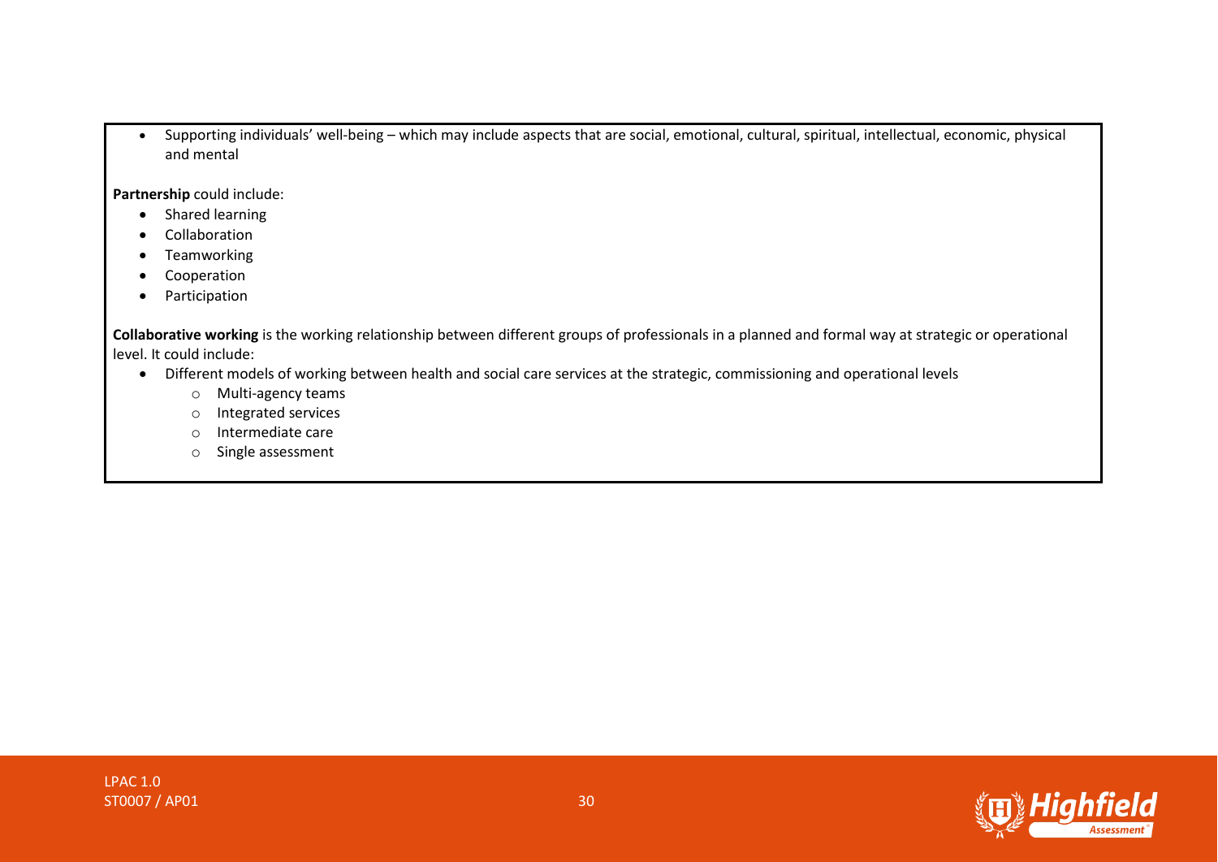- Supporting individuals' well-being – which may include aspects that are social, emotional, cultural, spiritual, intellectual, economic, physical and mental

**Partnership** could include:

- Shared learning
- Collaboration
- Teamworking
- Cooperation
- Participation

**Collaborative working** is the working relationship between different groups of professionals in a planned and formal way at strategic or operational level. It could include:

- Different models of working between health and social care services at the strategic, commissioning and operational levels
    - Multi-agency teams
    - Integrated services
    - Intermediate care
    - Single assessment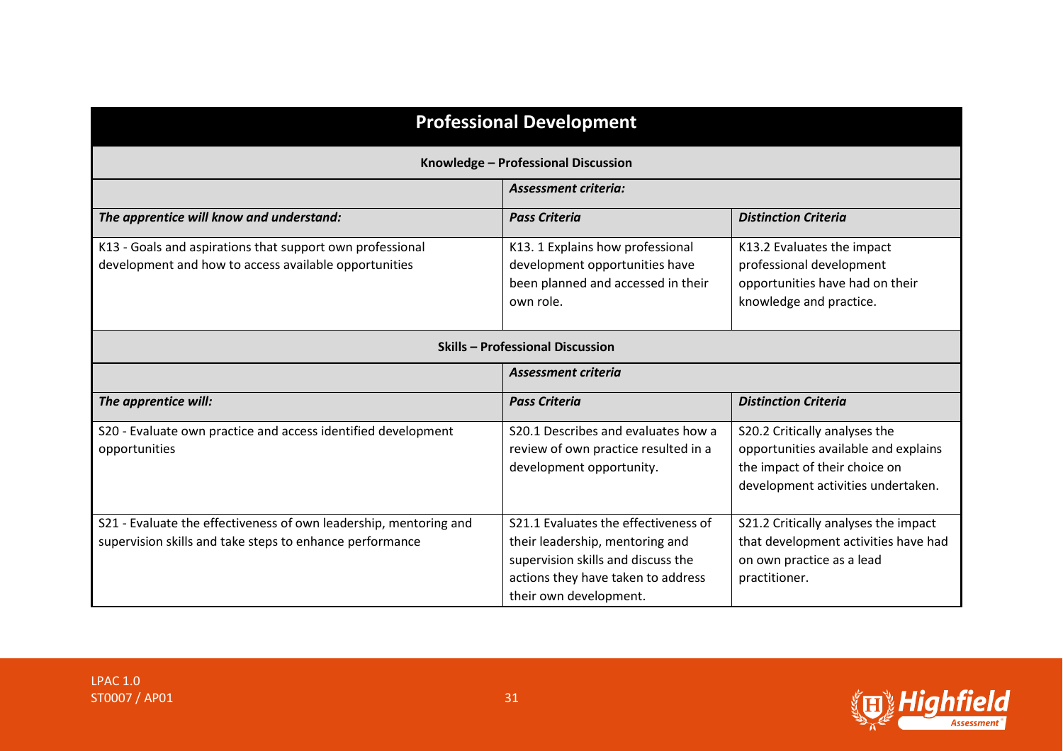## Professional Development

| Knowledge – Professional Discussion | | |
|---|---|---|
| | ***Assessment criteria:*** | |
| ***The apprentice will know and understand:*** | ***Pass Criteria*** | ***Distinction Criteria*** |
| K13 - Goals and aspirations that support own professional development and how to access available opportunities | K13. 1 Explains how professional development opportunities have been planned and accessed in their own role. | K13.2 Evaluates the impact professional development opportunities have had on their knowledge and practice. |

| Skills – Professional Discussion | | |
|---|---|---|
| | ***Assessment criteria*** | |
| ***The apprentice will:*** | ***Pass Criteria*** | ***Distinction Criteria*** |
| S20 - Evaluate own practice and access identified development opportunities | S20.1 Describes and evaluates how a review of own practice resulted in a development opportunity. | S20.2 Critically analyses the opportunities available and explains the impact of their choice on development activities undertaken. |
| S21 - Evaluate the effectiveness of own leadership, mentoring and supervision skills and take steps to enhance performance | S21.1 Evaluates the effectiveness of their leadership, mentoring and supervision skills and discuss the actions they have taken to address their own development. | S21.2 Critically analyses the impact that development activities have had on own practice as a lead practitioner. |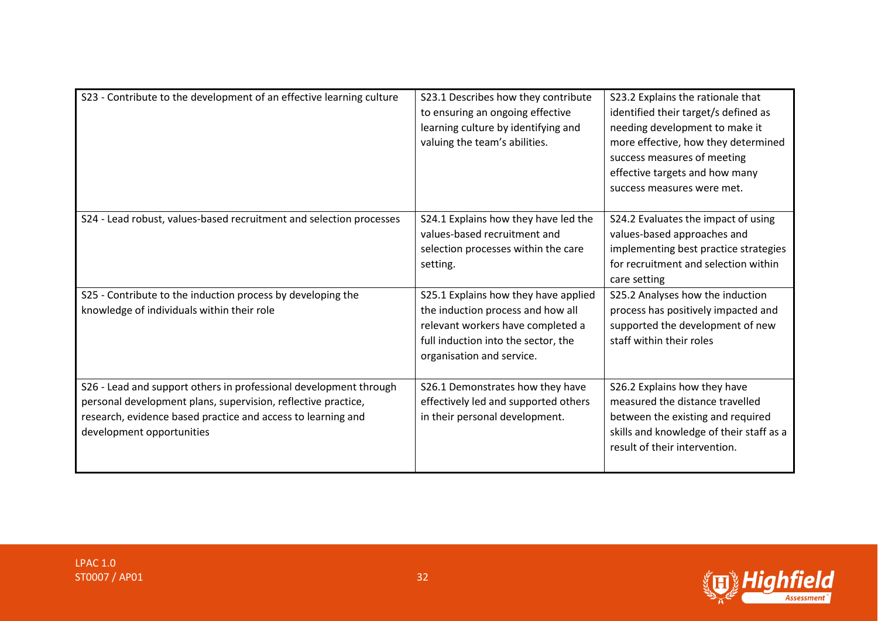| | | |
|---|---|---|
| S23 - Contribute to the development of an effective learning culture | S23.1 Describes how they contribute to ensuring an ongoing effective learning culture by identifying and valuing the team's abilities. | S23.2 Explains the rationale that identified their target/s defined as needing development to make it more effective, how they determined success measures of meeting effective targets and how many success measures were met. |
| S24 - Lead robust, values-based recruitment and selection processes | S24.1 Explains how they have led the values-based recruitment and selection processes within the care setting. | S24.2 Evaluates the impact of using values-based approaches and implementing best practice strategies for recruitment and selection within care setting |
| S25 - Contribute to the induction process by developing the knowledge of individuals within their role | S25.1 Explains how they have applied the induction process and how all relevant workers have completed a full induction into the sector, the organisation and service. | S25.2 Analyses how the induction process has positively impacted and supported the development of new staff within their roles |
| S26 - Lead and support others in professional development through personal development plans, supervision, reflective practice, research, evidence based practice and access to learning and development opportunities | S26.1 Demonstrates how they have effectively led and supported others in their personal development. | S26.2 Explains how they have measured the distance travelled between the existing and required skills and knowledge of their staff as a result of their intervention. |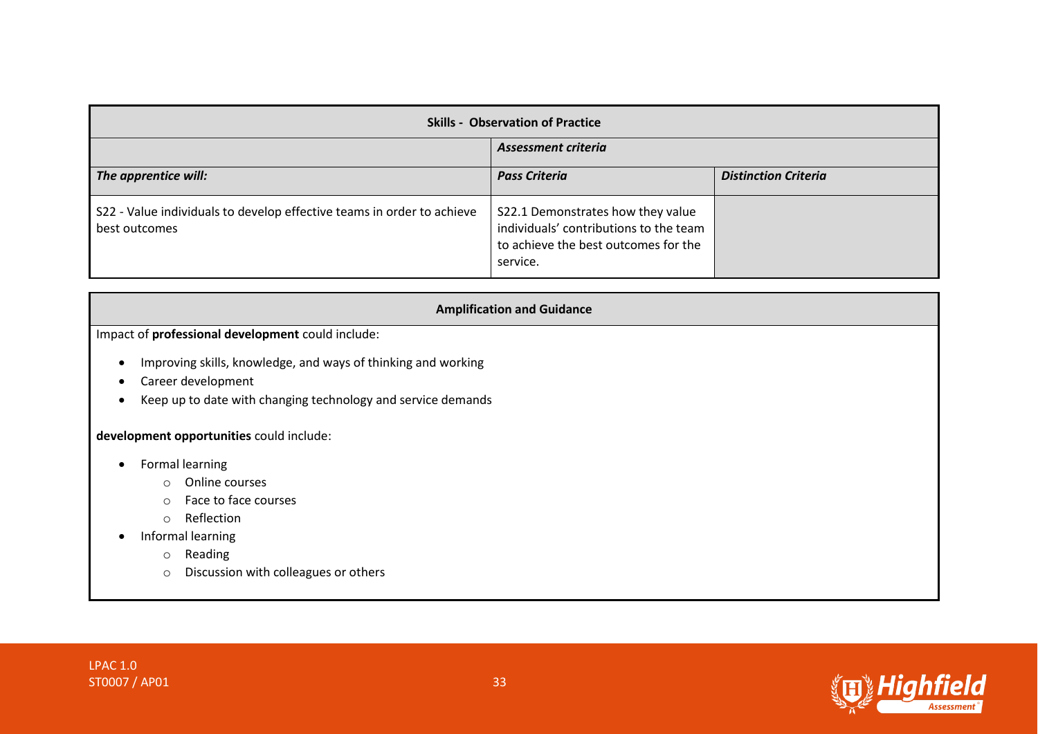| Skills - Observation of Practice | | |
|---|---|---|
| | ***Assessment criteria*** | |
| ***The apprentice will:*** | ***Pass Criteria*** | ***Distinction Criteria*** |
| S22 - Value individuals to develop effective teams in order to achieve best outcomes | S22.1 Demonstrates how they value individuals' contributions to the team to achieve the best outcomes for the service. | |

**Amplification and Guidance**

Impact of **professional development** could include:

- Improving skills, knowledge, and ways of thinking and working
- Career development
- Keep up to date with changing technology and service demands

**development opportunities** could include:

- Formal learning
  - Online courses
  - Face to face courses
  - Reflection
- Informal learning
  - Reading
  - Discussion with colleagues or others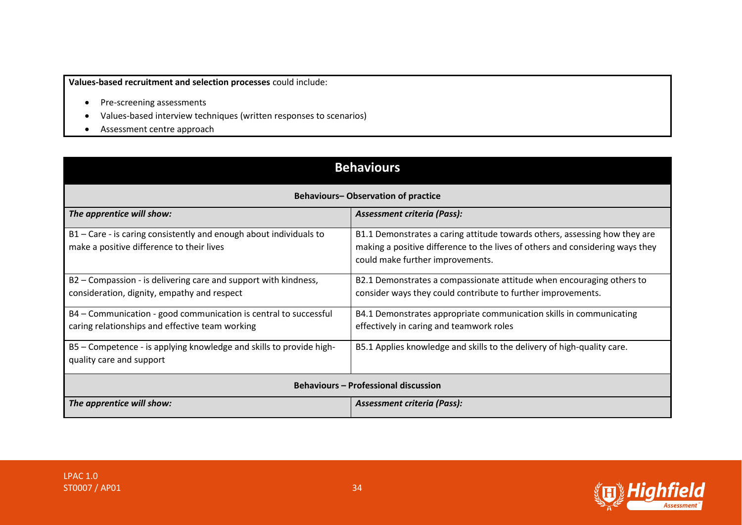**Values-based recruitment and selection processes** could include:

- Pre-screening assessments
- Values-based interview techniques (written responses to scenarios)
- Assessment centre approach

## Behaviours

| **Behaviours– Observation of practice** | |
|---|---|
| ***The apprentice will show:*** | ***Assessment criteria (Pass):*** |
| B1 – Care - is caring consistently and enough about individuals to make a positive difference to their lives | B1.1 Demonstrates a caring attitude towards others, assessing how they are making a positive difference to the lives of others and considering ways they could make further improvements. |
| B2 – Compassion - is delivering care and support with kindness, consideration, dignity, empathy and respect | B2.1 Demonstrates a compassionate attitude when encouraging others to consider ways they could contribute to further improvements. |
| B4 – Communication - good communication is central to successful caring relationships and effective team working | B4.1 Demonstrates appropriate communication skills in communicating effectively in caring and teamwork roles |
| B5 – Competence - is applying knowledge and skills to provide high-quality care and support | B5.1 Applies knowledge and skills to the delivery of high-quality care. |
| **Behaviours – Professional discussion** | |
| ***The apprentice will show:*** | ***Assessment criteria (Pass):*** |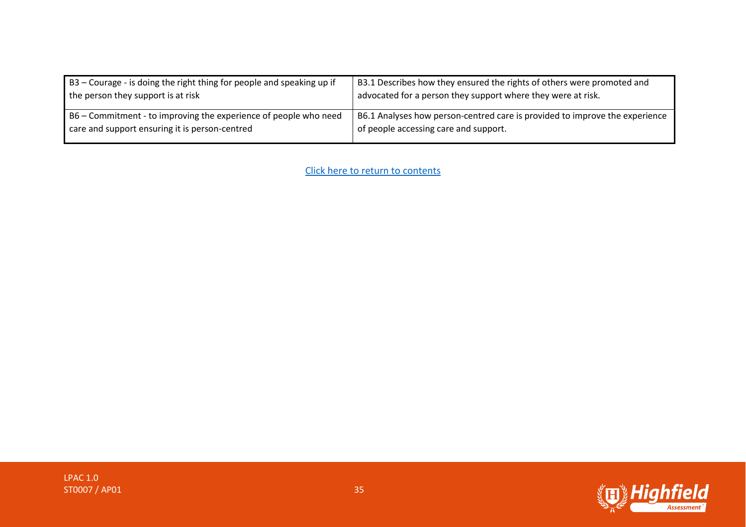| | |
|---|---|
| B3 – Courage - is doing the right thing for people and speaking up if the person they support is at risk | B3.1 Describes how they ensured the rights of others were promoted and advocated for a person they support where they were at risk. |
| B6 – Commitment - to improving the experience of people who need care and support ensuring it is person-centred | B6.1 Analyses how person-centred care is provided to improve the experience of people accessing care and support. |

Click here to return to contents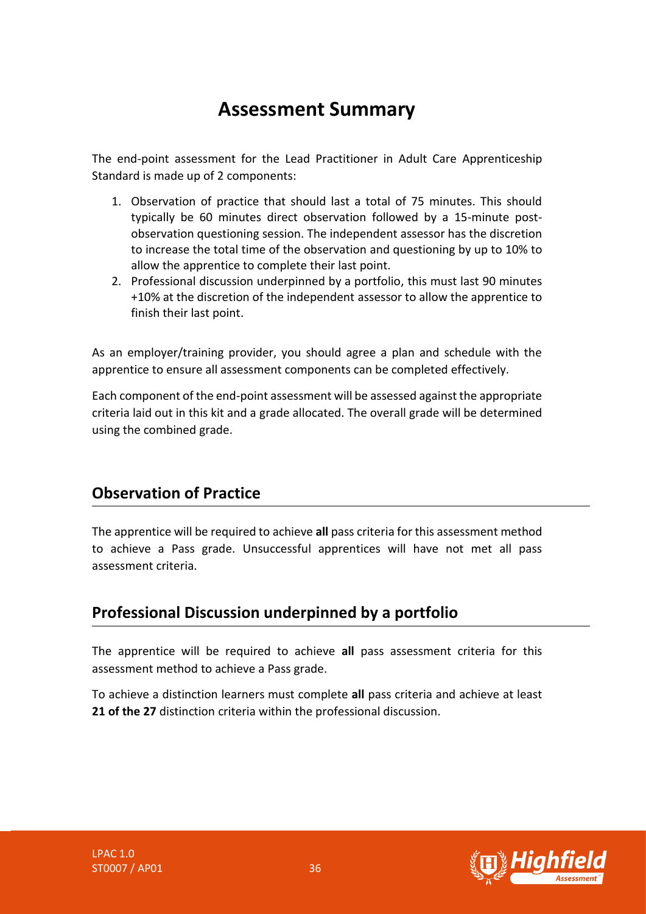# Assessment Summary

The end-point assessment for the Lead Practitioner in Adult Care Apprenticeship Standard is made up of 2 components:

1. Observation of practice that should last a total of 75 minutes. This should typically be 60 minutes direct observation followed by a 15-minute post-observation questioning session. The independent assessor has the discretion to increase the total time of the observation and questioning by up to 10% to allow the apprentice to complete their last point.
2. Professional discussion underpinned by a portfolio, this must last 90 minutes +10% at the discretion of the independent assessor to allow the apprentice to finish their last point.

As an employer/training provider, you should agree a plan and schedule with the apprentice to ensure all assessment components can be completed effectively.

Each component of the end-point assessment will be assessed against the appropriate criteria laid out in this kit and a grade allocated. The overall grade will be determined using the combined grade.

## Observation of Practice

The apprentice will be required to achieve **all** pass criteria for this assessment method to achieve a Pass grade. Unsuccessful apprentices will have not met all pass assessment criteria.

## Professional Discussion underpinned by a portfolio

The apprentice will be required to achieve **all** pass assessment criteria for this assessment method to achieve a Pass grade.

To achieve a distinction learners must complete **all** pass criteria and achieve at least **21 of the 27** distinction criteria within the professional discussion.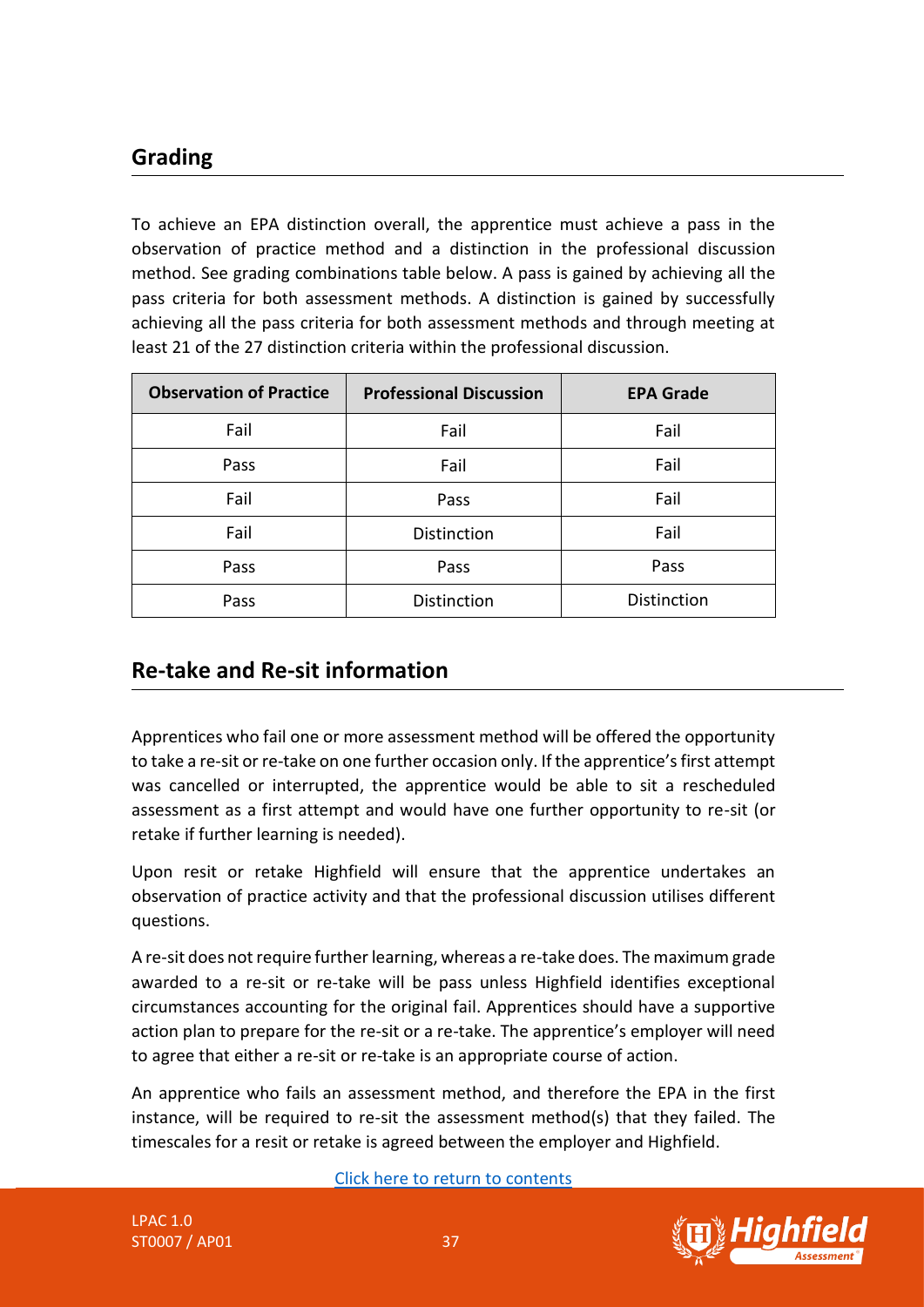## Grading

To achieve an EPA distinction overall, the apprentice must achieve a pass in the observation of practice method and a distinction in the professional discussion method. See grading combinations table below. A pass is gained by achieving all the pass criteria for both assessment methods. A distinction is gained by successfully achieving all the pass criteria for both assessment methods and through meeting at least 21 of the 27 distinction criteria within the professional discussion.

| Observation of Practice | Professional Discussion | EPA Grade |
|---|---|---|
| Fail | Fail | Fail |
| Pass | Fail | Fail |
| Fail | Pass | Fail |
| Fail | Distinction | Fail |
| Pass | Pass | Pass |
| Pass | Distinction | Distinction |

## Re-take and Re-sit information

Apprentices who fail one or more assessment method will be offered the opportunity to take a re-sit or re-take on one further occasion only. If the apprentice's first attempt was cancelled or interrupted, the apprentice would be able to sit a rescheduled assessment as a first attempt and would have one further opportunity to re-sit (or retake if further learning is needed).

Upon resit or retake Highfield will ensure that the apprentice undertakes an observation of practice activity and that the professional discussion utilises different questions.

A re-sit does not require further learning, whereas a re-take does. The maximum grade awarded to a re-sit or re-take will be pass unless Highfield identifies exceptional circumstances accounting for the original fail. Apprentices should have a supportive action plan to prepare for the re-sit or a re-take. The apprentice's employer will need to agree that either a re-sit or re-take is an appropriate course of action.

An apprentice who fails an assessment method, and therefore the EPA in the first instance, will be required to re-sit the assessment method(s) that they failed. The timescales for a resit or retake is agreed between the employer and Highfield.

Click here to return to contents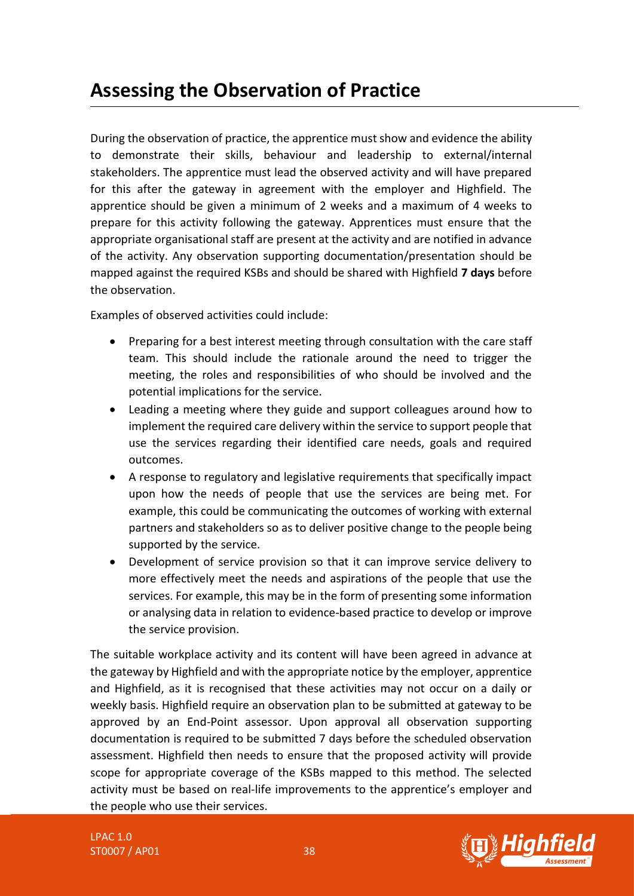# Assessing the Observation of Practice

During the observation of practice, the apprentice must show and evidence the ability to demonstrate their skills, behaviour and leadership to external/internal stakeholders. The apprentice must lead the observed activity and will have prepared for this after the gateway in agreement with the employer and Highfield. The apprentice should be given a minimum of 2 weeks and a maximum of 4 weeks to prepare for this activity following the gateway. Apprentices must ensure that the appropriate organisational staff are present at the activity and are notified in advance of the activity. Any observation supporting documentation/presentation should be mapped against the required KSBs and should be shared with Highfield **7 days** before the observation.

Examples of observed activities could include:

- Preparing for a best interest meeting through consultation with the care staff team. This should include the rationale around the need to trigger the meeting, the roles and responsibilities of who should be involved and the potential implications for the service.
- Leading a meeting where they guide and support colleagues around how to implement the required care delivery within the service to support people that use the services regarding their identified care needs, goals and required outcomes.
- A response to regulatory and legislative requirements that specifically impact upon how the needs of people that use the services are being met. For example, this could be communicating the outcomes of working with external partners and stakeholders so as to deliver positive change to the people being supported by the service.
- Development of service provision so that it can improve service delivery to more effectively meet the needs and aspirations of the people that use the services. For example, this may be in the form of presenting some information or analysing data in relation to evidence-based practice to develop or improve the service provision.

The suitable workplace activity and its content will have been agreed in advance at the gateway by Highfield and with the appropriate notice by the employer, apprentice and Highfield, as it is recognised that these activities may not occur on a daily or weekly basis. Highfield require an observation plan to be submitted at gateway to be approved by an End-Point assessor. Upon approval all observation supporting documentation is required to be submitted 7 days before the scheduled observation assessment. Highfield then needs to ensure that the proposed activity will provide scope for appropriate coverage of the KSBs mapped to this method. The selected activity must be based on real-life improvements to the apprentice's employer and the people who use their services.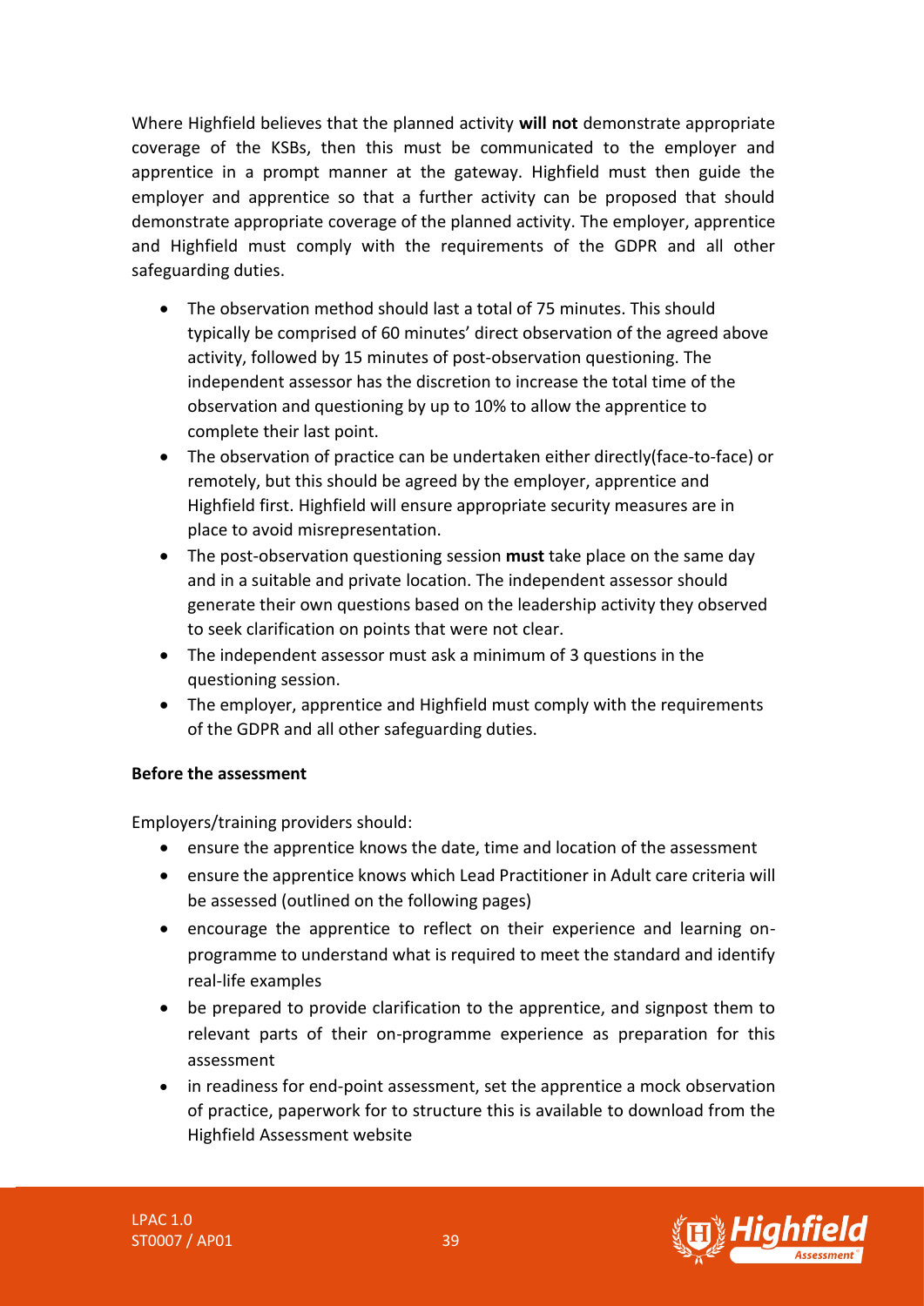Where Highfield believes that the planned activity **will not** demonstrate appropriate coverage of the KSBs, then this must be communicated to the employer and apprentice in a prompt manner at the gateway. Highfield must then guide the employer and apprentice so that a further activity can be proposed that should demonstrate appropriate coverage of the planned activity. The employer, apprentice and Highfield must comply with the requirements of the GDPR and all other safeguarding duties.

- The observation method should last a total of 75 minutes. This should typically be comprised of 60 minutes' direct observation of the agreed above activity, followed by 15 minutes of post-observation questioning. The independent assessor has the discretion to increase the total time of the observation and questioning by up to 10% to allow the apprentice to complete their last point.
- The observation of practice can be undertaken either directly(face-to-face) or remotely, but this should be agreed by the employer, apprentice and Highfield first. Highfield will ensure appropriate security measures are in place to avoid misrepresentation.
- The post-observation questioning session **must** take place on the same day and in a suitable and private location. The independent assessor should generate their own questions based on the leadership activity they observed to seek clarification on points that were not clear.
- The independent assessor must ask a minimum of 3 questions in the questioning session.
- The employer, apprentice and Highfield must comply with the requirements of the GDPR and all other safeguarding duties.

**Before the assessment**

Employers/training providers should:

- ensure the apprentice knows the date, time and location of the assessment
- ensure the apprentice knows which Lead Practitioner in Adult care criteria will be assessed (outlined on the following pages)
- encourage the apprentice to reflect on their experience and learning on-programme to understand what is required to meet the standard and identify real-life examples
- be prepared to provide clarification to the apprentice, and signpost them to relevant parts of their on-programme experience as preparation for this assessment
- in readiness for end-point assessment, set the apprentice a mock observation of practice, paperwork for to structure this is available to download from the Highfield Assessment website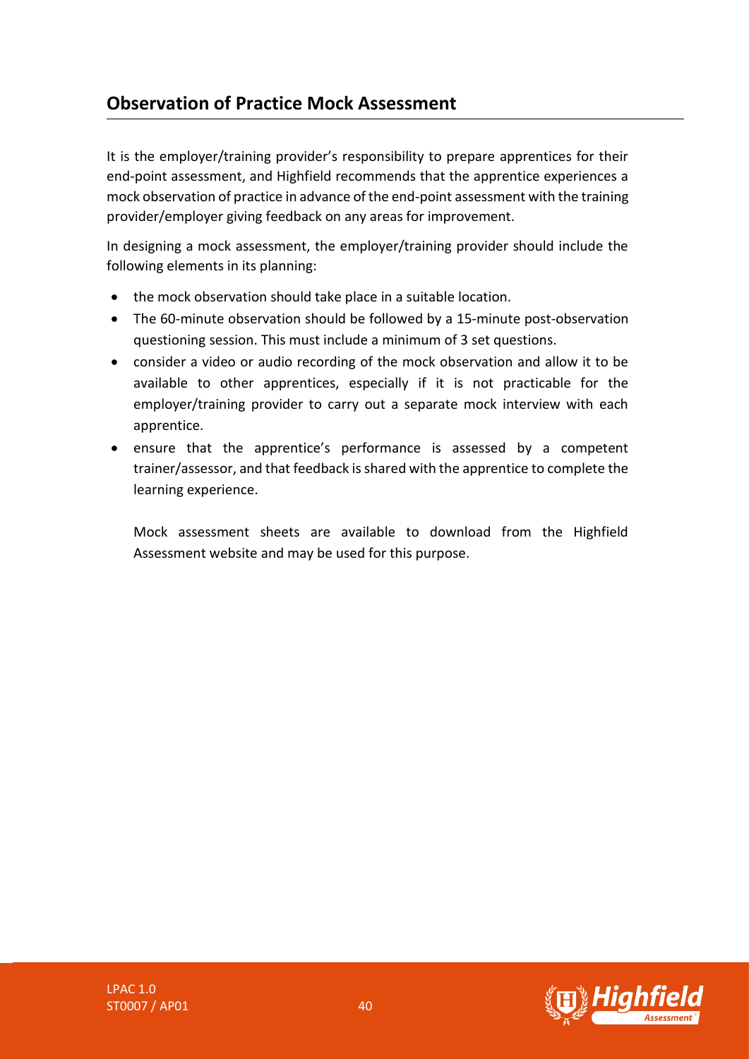## Observation of Practice Mock Assessment

It is the employer/training provider's responsibility to prepare apprentices for their end-point assessment, and Highfield recommends that the apprentice experiences a mock observation of practice in advance of the end-point assessment with the training provider/employer giving feedback on any areas for improvement.

In designing a mock assessment, the employer/training provider should include the following elements in its planning:

- the mock observation should take place in a suitable location.
- The 60-minute observation should be followed by a 15-minute post-observation questioning session. This must include a minimum of 3 set questions.
- consider a video or audio recording of the mock observation and allow it to be available to other apprentices, especially if it is not practicable for the employer/training provider to carry out a separate mock interview with each apprentice.
- ensure that the apprentice's performance is assessed by a competent trainer/assessor, and that feedback is shared with the apprentice to complete the learning experience.

  Mock assessment sheets are available to download from the Highfield Assessment website and may be used for this purpose.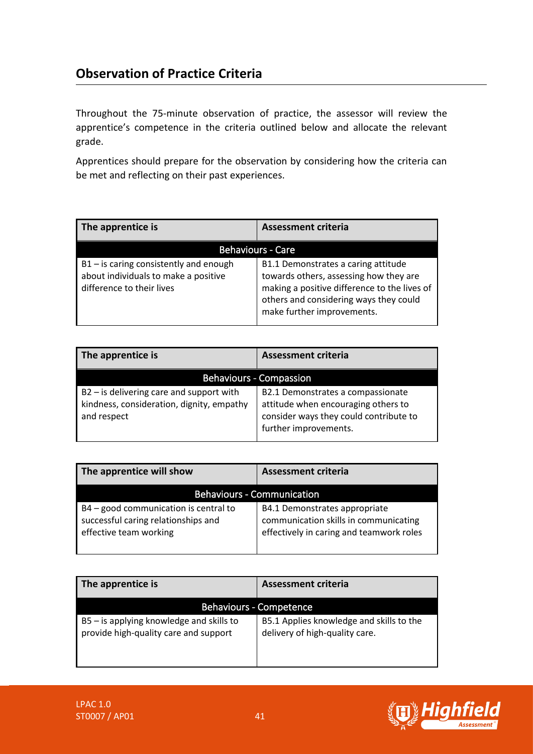## Observation of Practice Criteria

Throughout the 75-minute observation of practice, the assessor will review the apprentice's competence in the criteria outlined below and allocate the relevant grade.

Apprentices should prepare for the observation by considering how the criteria can be met and reflecting on their past experiences.

| The apprentice is | Assessment criteria |
|---|---|
| **Behaviours - Care** | |
| B1 – is caring consistently and enough about individuals to make a positive difference to their lives | B1.1 Demonstrates a caring attitude towards others, assessing how they are making a positive difference to the lives of others and considering ways they could make further improvements. |

| The apprentice is | Assessment criteria |
|---|---|
| **Behaviours - Compassion** | |
| B2 – is delivering care and support with kindness, consideration, dignity, empathy and respect | B2.1 Demonstrates a compassionate attitude when encouraging others to consider ways they could contribute to further improvements. |

| The apprentice will show | Assessment criteria |
|---|---|
| **Behaviours - Communication** | |
| B4 – good communication is central to successful caring relationships and effective team working | B4.1 Demonstrates appropriate communication skills in communicating effectively in caring and teamwork roles |

| The apprentice is | Assessment criteria |
|---|---|
| **Behaviours - Competence** | |
| B5 – is applying knowledge and skills to provide high-quality care and support | B5.1 Applies knowledge and skills to the delivery of high-quality care. |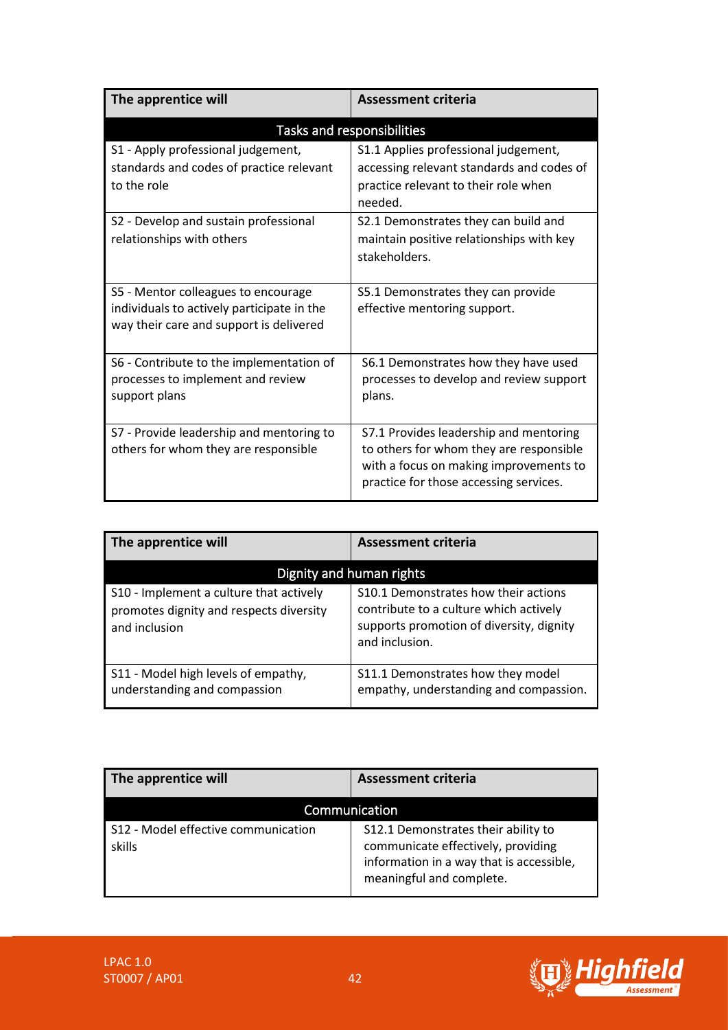| The apprentice will | Assessment criteria |
|---|---|
| **Tasks and responsibilities** | |
| S1 - Apply professional judgement, standards and codes of practice relevant to the role | S1.1 Applies professional judgement, accessing relevant standards and codes of practice relevant to their role when needed. |
| S2 - Develop and sustain professional relationships with others | S2.1 Demonstrates they can build and maintain positive relationships with key stakeholders. |
| S5 - Mentor colleagues to encourage individuals to actively participate in the way their care and support is delivered | S5.1 Demonstrates they can provide effective mentoring support. |
| S6 - Contribute to the implementation of processes to implement and review support plans | S6.1 Demonstrates how they have used processes to develop and review support plans. |
| S7 - Provide leadership and mentoring to others for whom they are responsible | S7.1 Provides leadership and mentoring to others for whom they are responsible with a focus on making improvements to practice for those accessing services. |

| The apprentice will | Assessment criteria |
|---|---|
| **Dignity and human rights** | |
| S10 - Implement a culture that actively promotes dignity and respects diversity and inclusion | S10.1 Demonstrates how their actions contribute to a culture which actively supports promotion of diversity, dignity and inclusion. |
| S11 - Model high levels of empathy, understanding and compassion | S11.1 Demonstrates how they model empathy, understanding and compassion. |

| The apprentice will | Assessment criteria |
|---|---|
| **Communication** | |
| S12 - Model effective communication skills | S12.1 Demonstrates their ability to communicate effectively, providing information in a way that is accessible, meaningful and complete. |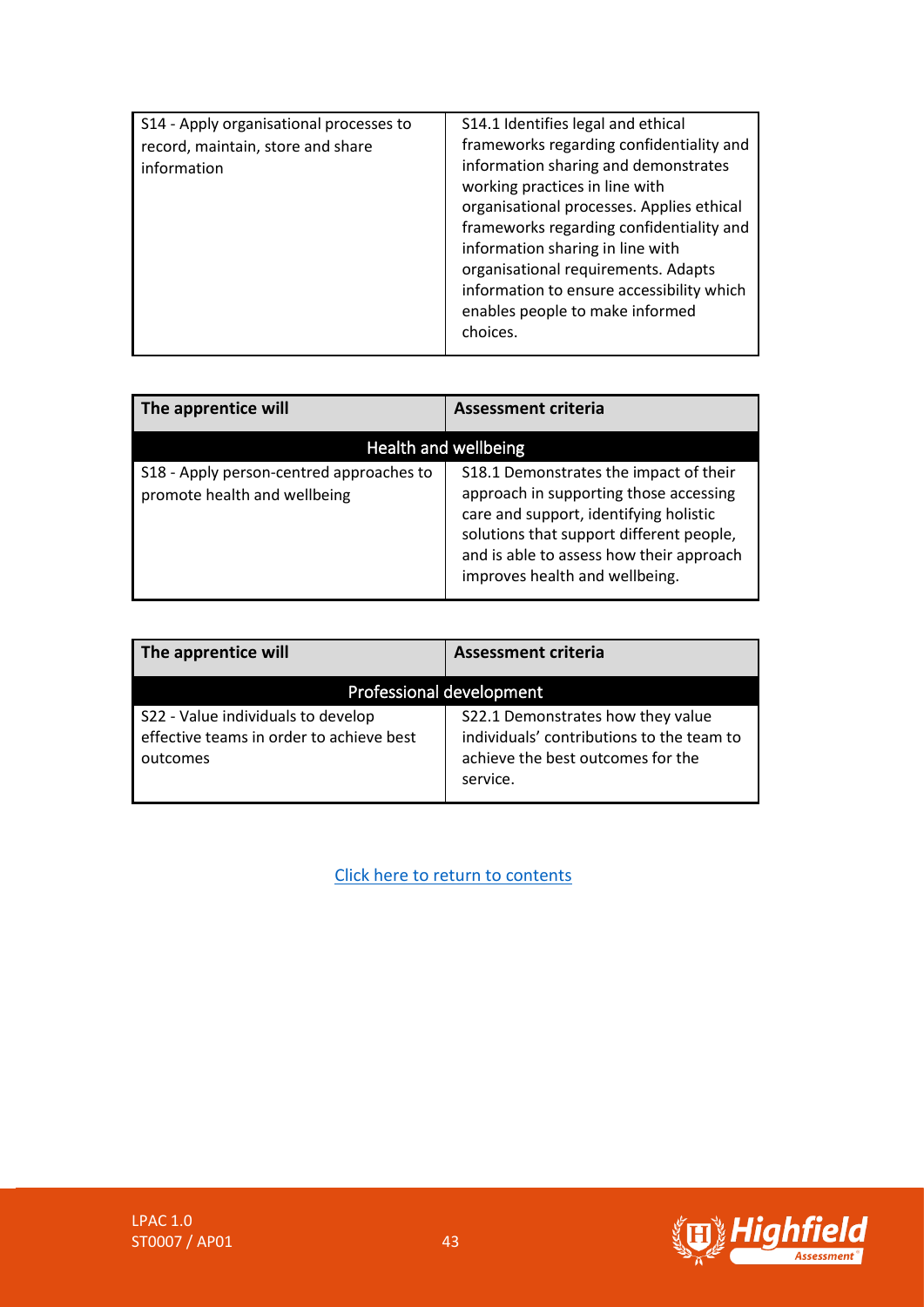| S14 - Apply organisational processes to record, maintain, store and share information | S14.1 Identifies legal and ethical frameworks regarding confidentiality and information sharing and demonstrates working practices in line with organisational processes. Applies ethical frameworks regarding confidentiality and information sharing in line with organisational requirements. Adapts information to ensure accessibility which enables people to make informed choices. |
|---|---|

| The apprentice will | Assessment criteria |
|---|---|
| **Health and wellbeing** | |
| S18 - Apply person-centred approaches to promote health and wellbeing | S18.1 Demonstrates the impact of their approach in supporting those accessing care and support, identifying holistic solutions that support different people, and is able to assess how their approach improves health and wellbeing. |

| The apprentice will | Assessment criteria |
|---|---|
| **Professional development** | |
| S22 - Value individuals to develop effective teams in order to achieve best outcomes | S22.1 Demonstrates how they value individuals' contributions to the team to achieve the best outcomes for the service. |

[Click here to return to contents]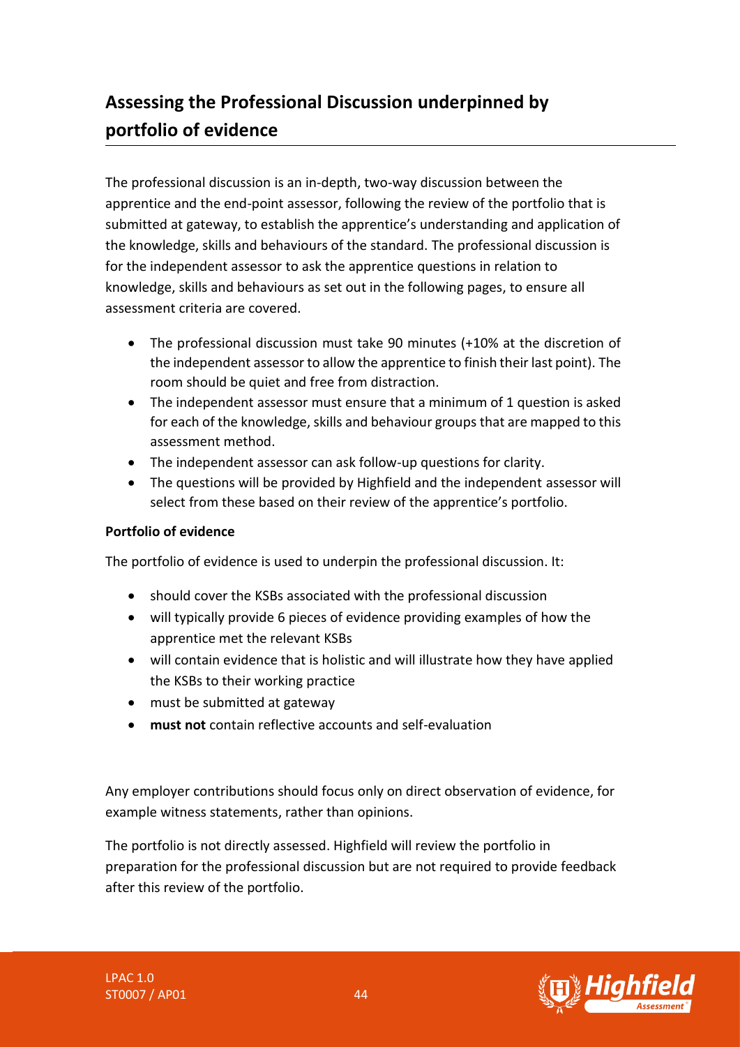## Assessing the Professional Discussion underpinned by portfolio of evidence

The professional discussion is an in-depth, two-way discussion between the apprentice and the end-point assessor, following the review of the portfolio that is submitted at gateway, to establish the apprentice's understanding and application of the knowledge, skills and behaviours of the standard. The professional discussion is for the independent assessor to ask the apprentice questions in relation to knowledge, skills and behaviours as set out in the following pages, to ensure all assessment criteria are covered.

- The professional discussion must take 90 minutes (+10% at the discretion of the independent assessor to allow the apprentice to finish their last point). The room should be quiet and free from distraction.
- The independent assessor must ensure that a minimum of 1 question is asked for each of the knowledge, skills and behaviour groups that are mapped to this assessment method.
- The independent assessor can ask follow-up questions for clarity.
- The questions will be provided by Highfield and the independent assessor will select from these based on their review of the apprentice's portfolio.

**Portfolio of evidence**

The portfolio of evidence is used to underpin the professional discussion. It:

- should cover the KSBs associated with the professional discussion
- will typically provide 6 pieces of evidence providing examples of how the apprentice met the relevant KSBs
- will contain evidence that is holistic and will illustrate how they have applied the KSBs to their working practice
- must be submitted at gateway
- **must not** contain reflective accounts and self-evaluation

Any employer contributions should focus only on direct observation of evidence, for example witness statements, rather than opinions.

The portfolio is not directly assessed. Highfield will review the portfolio in preparation for the professional discussion but are not required to provide feedback after this review of the portfolio.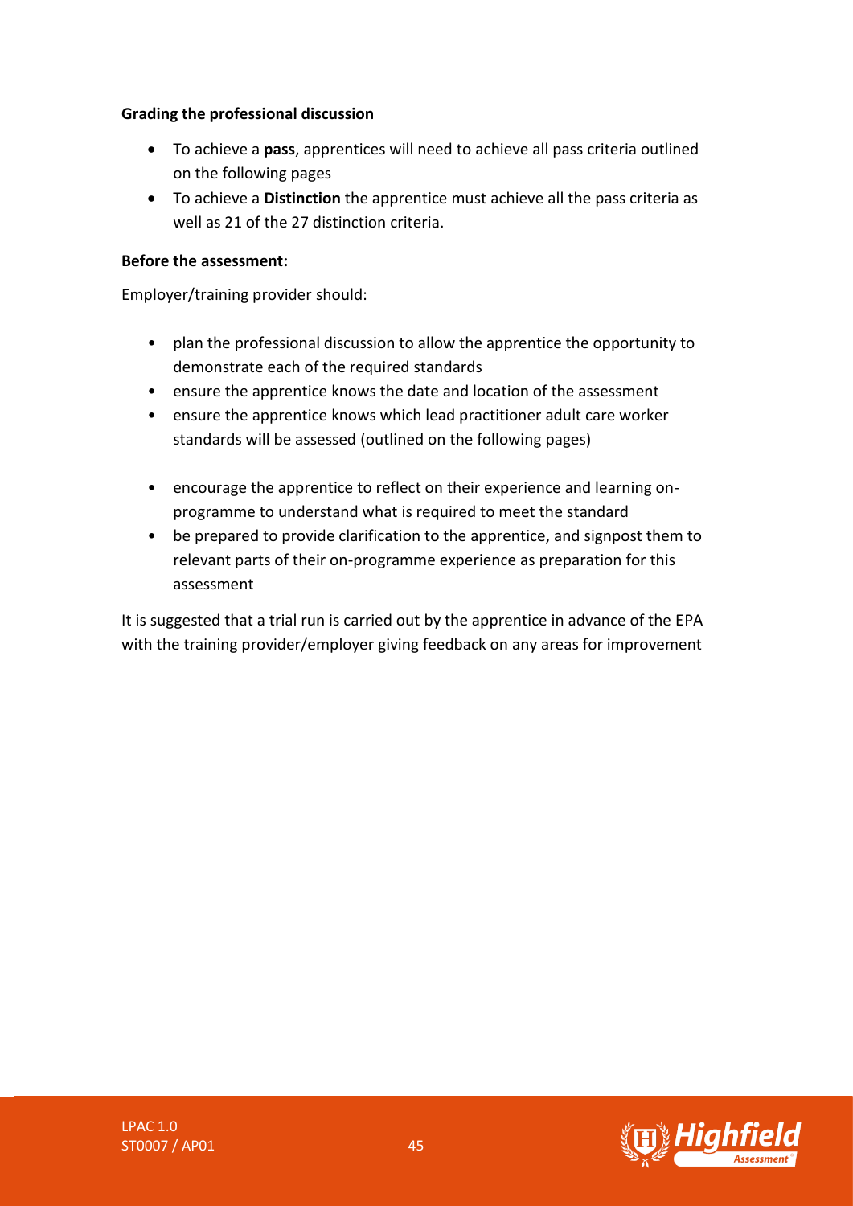**Grading the professional discussion**

- To achieve a **pass**, apprentices will need to achieve all pass criteria outlined on the following pages
- To achieve a **Distinction** the apprentice must achieve all the pass criteria as well as 21 of the 27 distinction criteria.

**Before the assessment:**

Employer/training provider should:

- plan the professional discussion to allow the apprentice the opportunity to demonstrate each of the required standards
- ensure the apprentice knows the date and location of the assessment
- ensure the apprentice knows which lead practitioner adult care worker standards will be assessed (outlined on the following pages)
- encourage the apprentice to reflect on their experience and learning on-programme to understand what is required to meet the standard
- be prepared to provide clarification to the apprentice, and signpost them to relevant parts of their on-programme experience as preparation for this assessment

It is suggested that a trial run is carried out by the apprentice in advance of the EPA with the training provider/employer giving feedback on any areas for improvement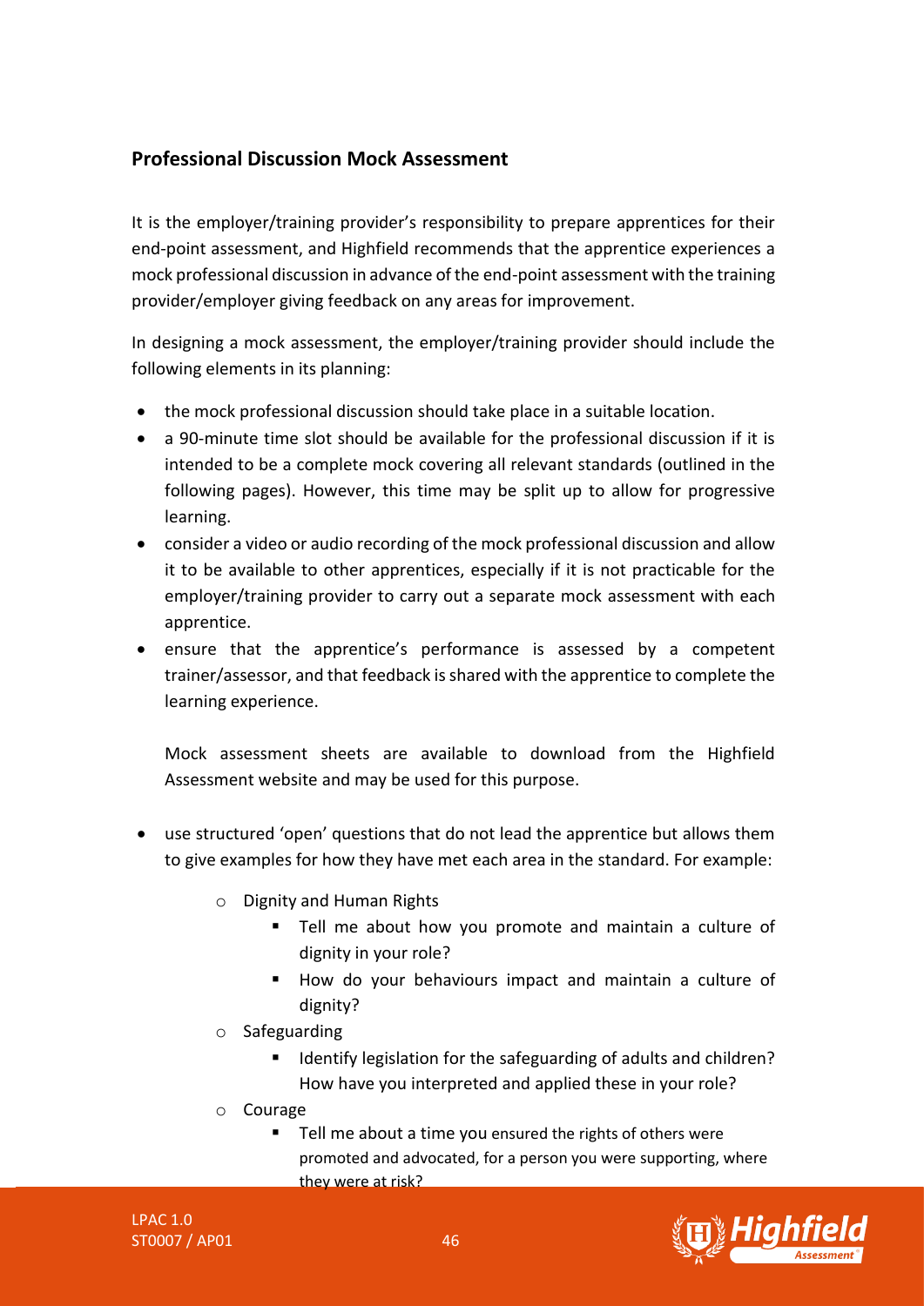## Professional Discussion Mock Assessment

It is the employer/training provider's responsibility to prepare apprentices for their end-point assessment, and Highfield recommends that the apprentice experiences a mock professional discussion in advance of the end-point assessment with the training provider/employer giving feedback on any areas for improvement.

In designing a mock assessment, the employer/training provider should include the following elements in its planning:

- the mock professional discussion should take place in a suitable location.
- a 90-minute time slot should be available for the professional discussion if it is intended to be a complete mock covering all relevant standards (outlined in the following pages). However, this time may be split up to allow for progressive learning.
- consider a video or audio recording of the mock professional discussion and allow it to be available to other apprentices, especially if it is not practicable for the employer/training provider to carry out a separate mock assessment with each apprentice.
- ensure that the apprentice's performance is assessed by a competent trainer/assessor, and that feedback is shared with the apprentice to complete the learning experience.

  Mock assessment sheets are available to download from the Highfield Assessment website and may be used for this purpose.

- use structured 'open' questions that do not lead the apprentice but allows them to give examples for how they have met each area in the standard. For example:
  - Dignity and Human Rights
    - Tell me about how you promote and maintain a culture of dignity in your role?
    - How do your behaviours impact and maintain a culture of dignity?
  - Safeguarding
    - Identify legislation for the safeguarding of adults and children? How have you interpreted and applied these in your role?
  - Courage
    - Tell me about a time you ensured the rights of others were promoted and advocated, for a person you were supporting, where they were at risk?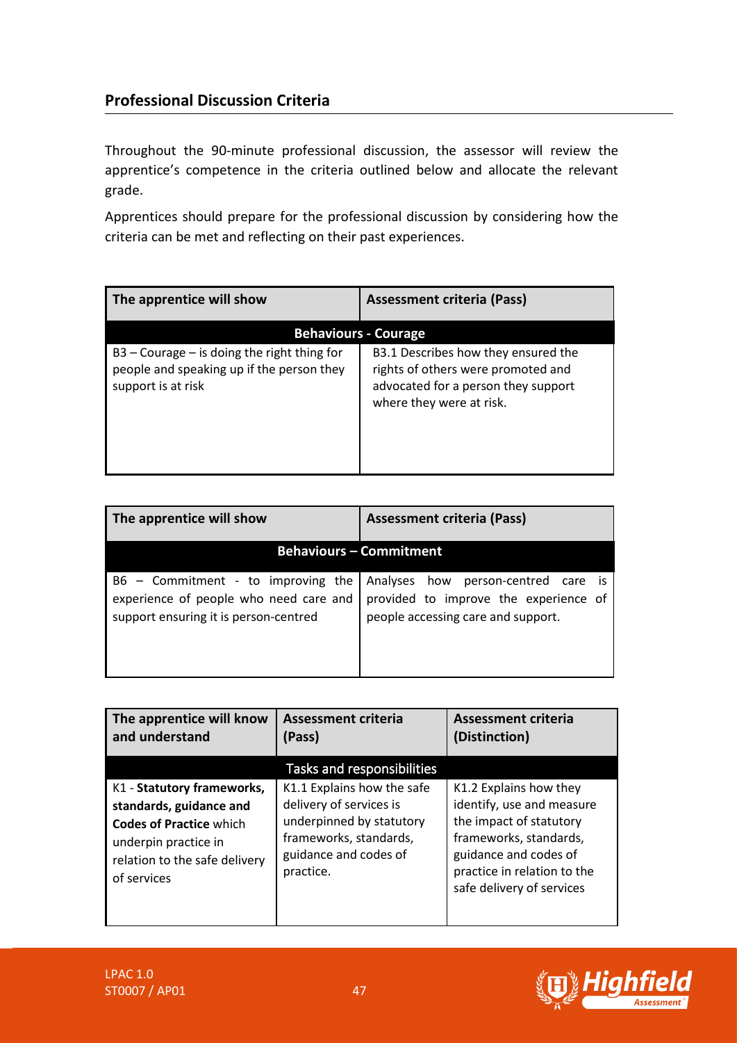## Professional Discussion Criteria

Throughout the 90-minute professional discussion, the assessor will review the apprentice's competence in the criteria outlined below and allocate the relevant grade.

Apprentices should prepare for the professional discussion by considering how the criteria can be met and reflecting on their past experiences.

| The apprentice will show | Assessment criteria (Pass) |
|---|---|
| **Behaviours - Courage** | |
| B3 – Courage – is doing the right thing for people and speaking up if the person they support is at risk | B3.1 Describes how they ensured the rights of others were promoted and advocated for a person they support where they were at risk. |

| The apprentice will show | Assessment criteria (Pass) |
|---|---|
| **Behaviours – Commitment** | |
| B6 – Commitment - to improving the experience of people who need care and support ensuring it is person-centred | Analyses how person-centred care is provided to improve the experience of people accessing care and support. |

| The apprentice will know and understand | Assessment criteria (Pass) | Assessment criteria (Distinction) |
|---|---|---|
| Tasks and responsibilities | | |
| K1 - **Statutory frameworks, standards, guidance and Codes of Practice** which underpin practice in relation to the safe delivery of services | K1.1 Explains how the safe delivery of services is underpinned by statutory frameworks, standards, guidance and codes of practice. | K1.2 Explains how they identify, use and measure the impact of statutory frameworks, standards, guidance and codes of practice in relation to the safe delivery of services |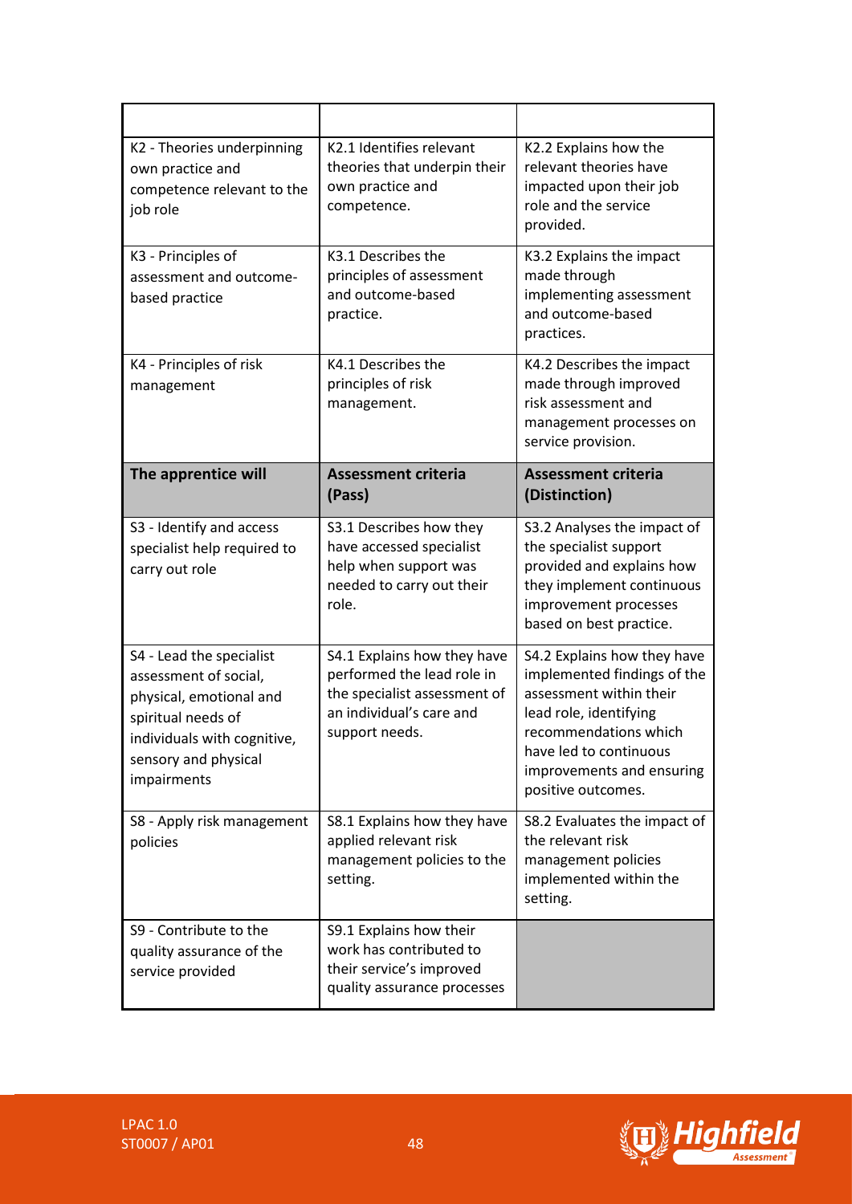| | | |
|---|---|---|
| K2 - Theories underpinning own practice and competence relevant to the job role | K2.1 Identifies relevant theories that underpin their own practice and competence. | K2.2 Explains how the relevant theories have impacted upon their job role and the service provided. |
| K3 - Principles of assessment and outcome-based practice | K3.1 Describes the principles of assessment and outcome-based practice. | K3.2 Explains the impact made through implementing assessment and outcome-based practices. |
| K4 - Principles of risk management | K4.1 Describes the principles of risk management. | K4.2 Describes the impact made through improved risk assessment and management processes on service provision. |
| **The apprentice will** | **Assessment criteria (Pass)** | **Assessment criteria (Distinction)** |
| S3 - Identify and access specialist help required to carry out role | S3.1 Describes how they have accessed specialist help when support was needed to carry out their role. | S3.2 Analyses the impact of the specialist support provided and explains how they implement continuous improvement processes based on best practice. |
| S4 - Lead the specialist assessment of social, physical, emotional and spiritual needs of individuals with cognitive, sensory and physical impairments | S4.1 Explains how they have performed the lead role in the specialist assessment of an individual's care and support needs. | S4.2 Explains how they have implemented findings of the assessment within their lead role, identifying recommendations which have led to continuous improvements and ensuring positive outcomes. |
| S8 - Apply risk management policies | S8.1 Explains how they have applied relevant risk management policies to the setting. | S8.2 Evaluates the impact of the relevant risk management policies implemented within the setting. |
| S9 - Contribute to the quality assurance of the service provided | S9.1 Explains how their work has contributed to their service's improved quality assurance processes | |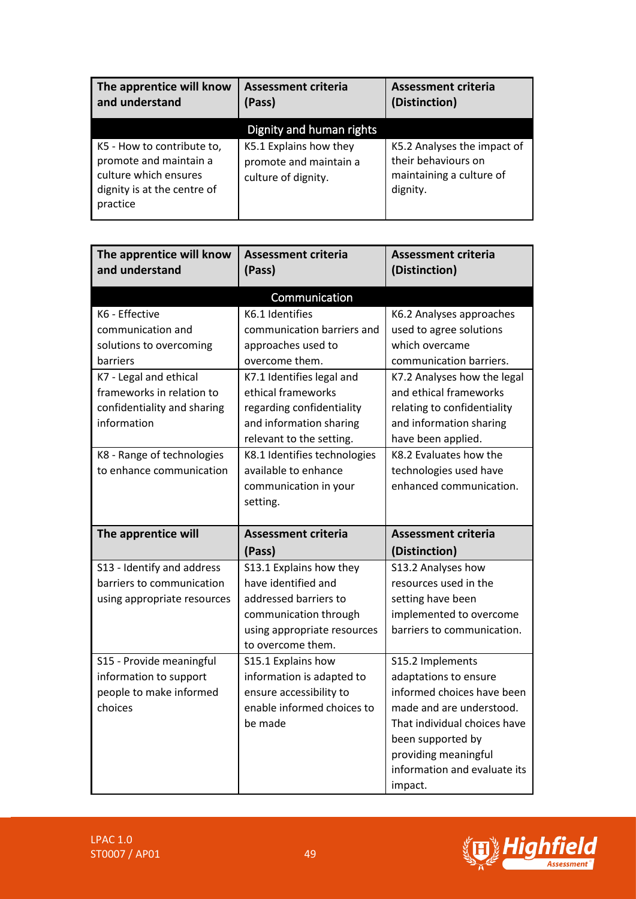| The apprentice will know and understand | Assessment criteria (Pass) | Assessment criteria (Distinction) |
|---|---|---|
| **Dignity and human rights** | | |
| K5 - How to contribute to, promote and maintain a culture which ensures dignity is at the centre of practice | K5.1 Explains how they promote and maintain a culture of dignity. | K5.2 Analyses the impact of their behaviours on maintaining a culture of dignity. |

| The apprentice will know and understand | Assessment criteria (Pass) | Assessment criteria (Distinction) |
|---|---|---|
| **Communication** | | |
| K6 - Effective communication and solutions to overcoming barriers | K6.1 Identifies communication barriers and approaches used to overcome them. | K6.2 Analyses approaches used to agree solutions which overcame communication barriers. |
| K7 - Legal and ethical frameworks in relation to confidentiality and sharing information | K7.1 Identifies legal and ethical frameworks regarding confidentiality and information sharing relevant to the setting. | K7.2 Analyses how the legal and ethical frameworks relating to confidentiality and information sharing have been applied. |
| K8 - Range of technologies to enhance communication | K8.1 Identifies technologies available to enhance communication in your setting. | K8.2 Evaluates how the technologies used have enhanced communication. |
| **The apprentice will** | **Assessment criteria (Pass)** | **Assessment criteria (Distinction)** |
| S13 - Identify and address barriers to communication using appropriate resources | S13.1 Explains how they have identified and addressed barriers to communication through using appropriate resources to overcome them. | S13.2 Analyses how resources used in the setting have been implemented to overcome barriers to communication. |
| S15 - Provide meaningful information to support people to make informed choices | S15.1 Explains how information is adapted to ensure accessibility to enable informed choices to be made | S15.2 Implements adaptations to ensure informed choices have been made and are understood. That individual choices have been supported by providing meaningful information and evaluate its impact. |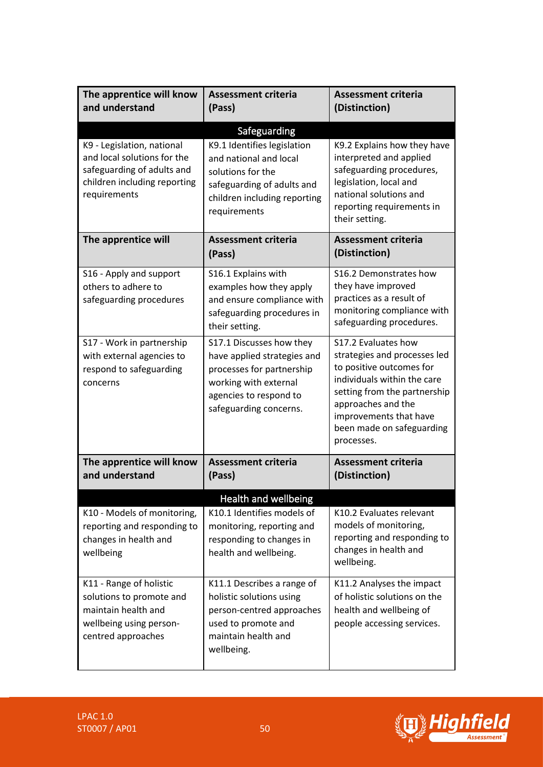| The apprentice will know and understand | Assessment criteria (Pass) | Assessment criteria (Distinction) |
|---|---|---|
| **Safeguarding** | | |
| K9 - Legislation, national and local solutions for the safeguarding of adults and children including reporting requirements | K9.1 Identifies legislation and national and local solutions for the safeguarding of adults and children including reporting requirements | K9.2 Explains how they have interpreted and applied safeguarding procedures, legislation, local and national solutions and reporting requirements in their setting. |
| **The apprentice will** | **Assessment criteria (Pass)** | **Assessment criteria (Distinction)** |
| S16 - Apply and support others to adhere to safeguarding procedures | S16.1 Explains with examples how they apply and ensure compliance with safeguarding procedures in their setting. | S16.2 Demonstrates how they have improved practices as a result of monitoring compliance with safeguarding procedures. |
| S17 - Work in partnership with external agencies to respond to safeguarding concerns | S17.1 Discusses how they have applied strategies and processes for partnership working with external agencies to respond to safeguarding concerns. | S17.2 Evaluates how strategies and processes led to positive outcomes for individuals within the care setting from the partnership approaches and the improvements that have been made on safeguarding processes. |
| **The apprentice will know and understand** | **Assessment criteria (Pass)** | **Assessment criteria (Distinction)** |
| **Health and wellbeing** | | |
| K10 - Models of monitoring, reporting and responding to changes in health and wellbeing | K10.1 Identifies models of monitoring, reporting and responding to changes in health and wellbeing. | K10.2 Evaluates relevant models of monitoring, reporting and responding to changes in health and wellbeing. |
| K11 - Range of holistic solutions to promote and maintain health and wellbeing using person-centred approaches | K11.1 Describes a range of holistic solutions using person-centred approaches used to promote and maintain health and wellbeing. | K11.2 Analyses the impact of holistic solutions on the health and wellbeing of people accessing services. |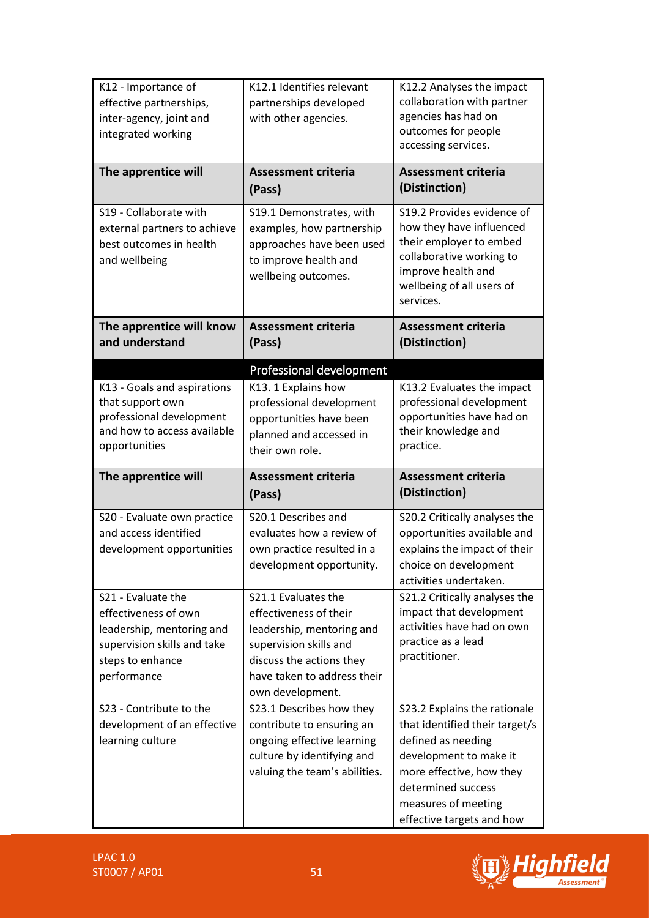| K12 - Importance of effective partnerships, inter-agency, joint and integrated working | K12.1 Identifies relevant partnerships developed with other agencies. | K12.2 Analyses the impact collaboration with partner agencies has had on outcomes for people accessing services. |
|---|---|---|
| **The apprentice will** | **Assessment criteria (Pass)** | **Assessment criteria (Distinction)** |
| S19 - Collaborate with external partners to achieve best outcomes in health and wellbeing | S19.1 Demonstrates, with examples, how partnership approaches have been used to improve health and wellbeing outcomes. | S19.2 Provides evidence of how they have influenced their employer to embed collaborative working to improve health and wellbeing of all users of services. |
| **The apprentice will know and understand** | **Assessment criteria (Pass)** | **Assessment criteria (Distinction)** |
| | **Professional development** | |
| K13 - Goals and aspirations that support own professional development and how to access available opportunities | K13. 1 Explains how professional development opportunities have been planned and accessed in their own role. | K13.2 Evaluates the impact professional development opportunities have had on their knowledge and practice. |
| **The apprentice will** | **Assessment criteria (Pass)** | **Assessment criteria (Distinction)** |
| S20 - Evaluate own practice and access identified development opportunities | S20.1 Describes and evaluates how a review of own practice resulted in a development opportunity. | S20.2 Critically analyses the opportunities available and explains the impact of their choice on development activities undertaken. |
| S21 - Evaluate the effectiveness of own leadership, mentoring and supervision skills and take steps to enhance performance | S21.1 Evaluates the effectiveness of their leadership, mentoring and supervision skills and discuss the actions they have taken to address their own development. | S21.2 Critically analyses the impact that development activities have had on own practice as a lead practitioner. |
| S23 - Contribute to the development of an effective learning culture | S23.1 Describes how they contribute to ensuring an ongoing effective learning culture by identifying and valuing the team's abilities. | S23.2 Explains the rationale that identified their target/s defined as needing development to make it more effective, how they determined success measures of meeting effective targets and how |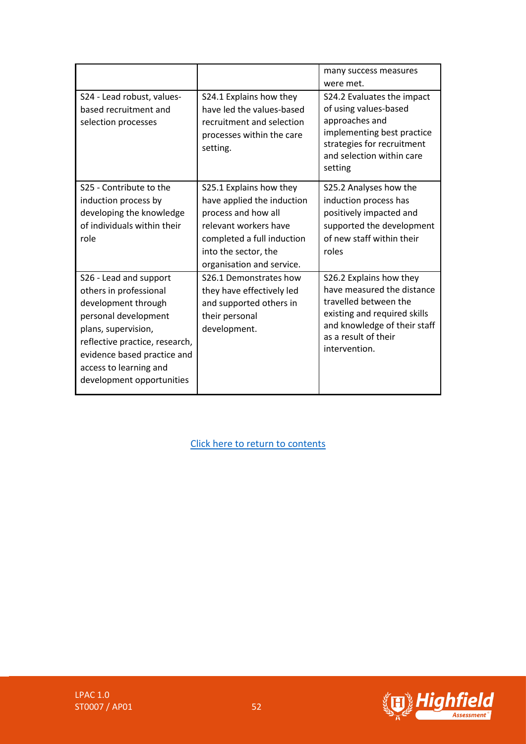| | | |
|---|---|---|
| | | many success measures were met. |
| S24 - Lead robust, values-based recruitment and selection processes | S24.1 Explains how they have led the values-based recruitment and selection processes within the care setting. | S24.2 Evaluates the impact of using values-based approaches and implementing best practice strategies for recruitment and selection within care setting |
| S25 - Contribute to the induction process by developing the knowledge of individuals within their role | S25.1 Explains how they have applied the induction process and how all relevant workers have completed a full induction into the sector, the organisation and service. | S25.2 Analyses how the induction process has positively impacted and supported the development of new staff within their roles |
| S26 - Lead and support others in professional development through personal development plans, supervision, reflective practice, research, evidence based practice and access to learning and development opportunities | S26.1 Demonstrates how they have effectively led and supported others in their personal development. | S26.2 Explains how they have measured the distance travelled between the existing and required skills and knowledge of their staff as a result of their intervention. |

Click here to return to contents